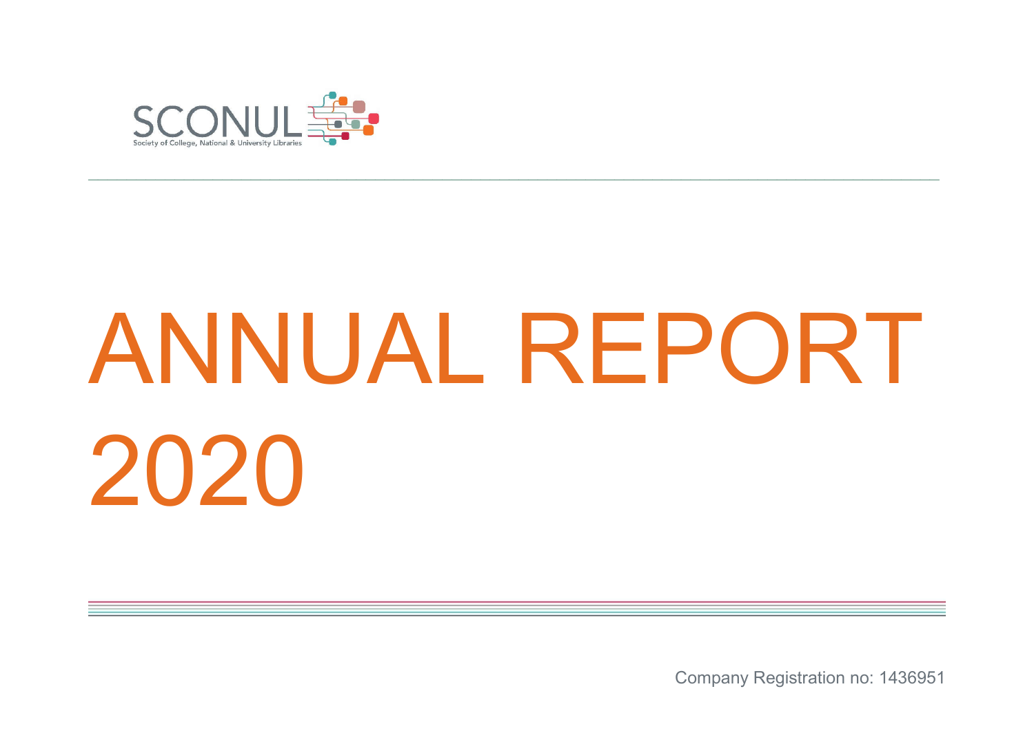SCONUL

Society of College, National & University Libraries

# ANNUAL REPORT 2020

Company Registration no: 1436951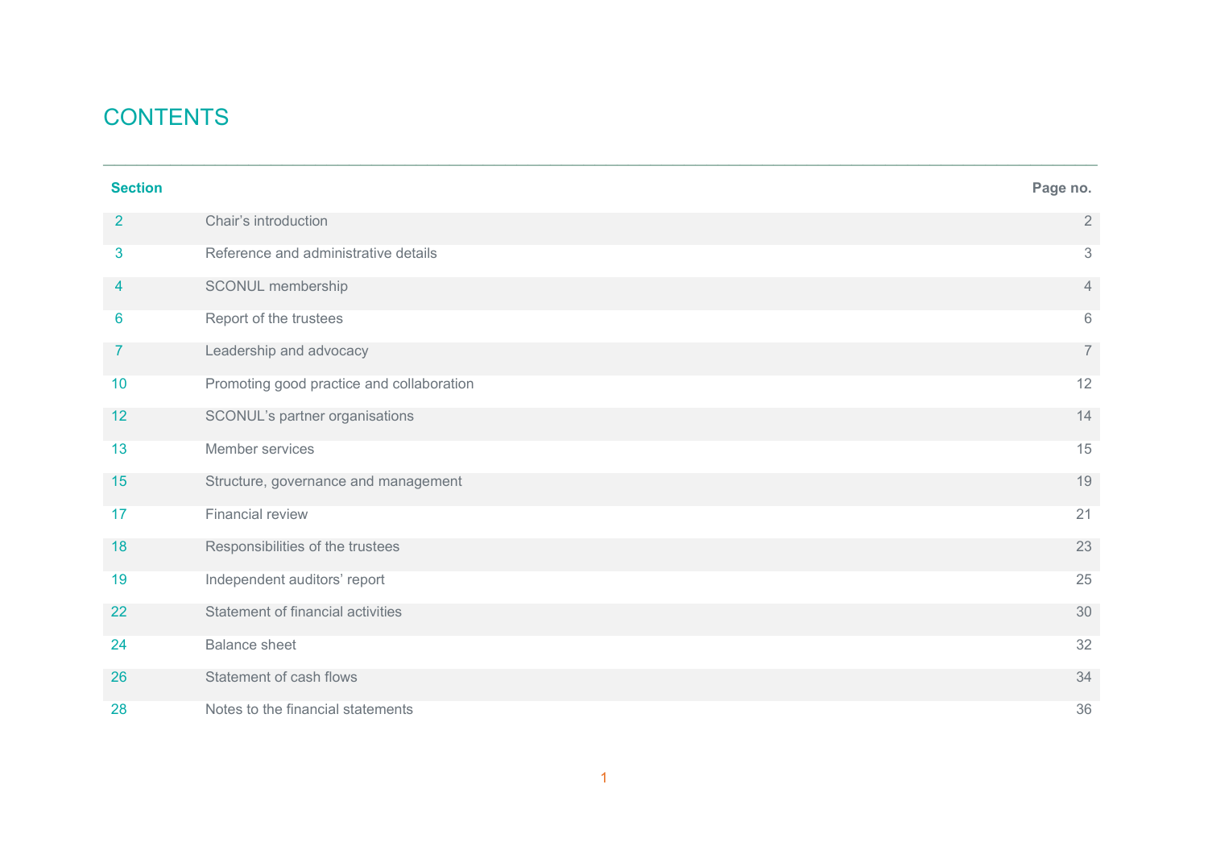# CONTENTS

| Section | | Page no. |
|---|---|---|
| 2 | Chair's introduction | 2 |
| 3 | Reference and administrative details | 3 |
| 4 | SCONUL membership | 4 |
| 6 | Report of the trustees | 6 |
| 7 | Leadership and advocacy | 7 |
| 10 | Promoting good practice and collaboration | 12 |
| 12 | SCONUL's partner organisations | 14 |
| 13 | Member services | 15 |
| 15 | Structure, governance and management | 19 |
| 17 | Financial review | 21 |
| 18 | Responsibilities of the trustees | 23 |
| 19 | Independent auditors' report | 25 |
| 22 | Statement of financial activities | 30 |
| 24 | Balance sheet | 32 |
| 26 | Statement of cash flows | 34 |
| 28 | Notes to the financial statements | 36 |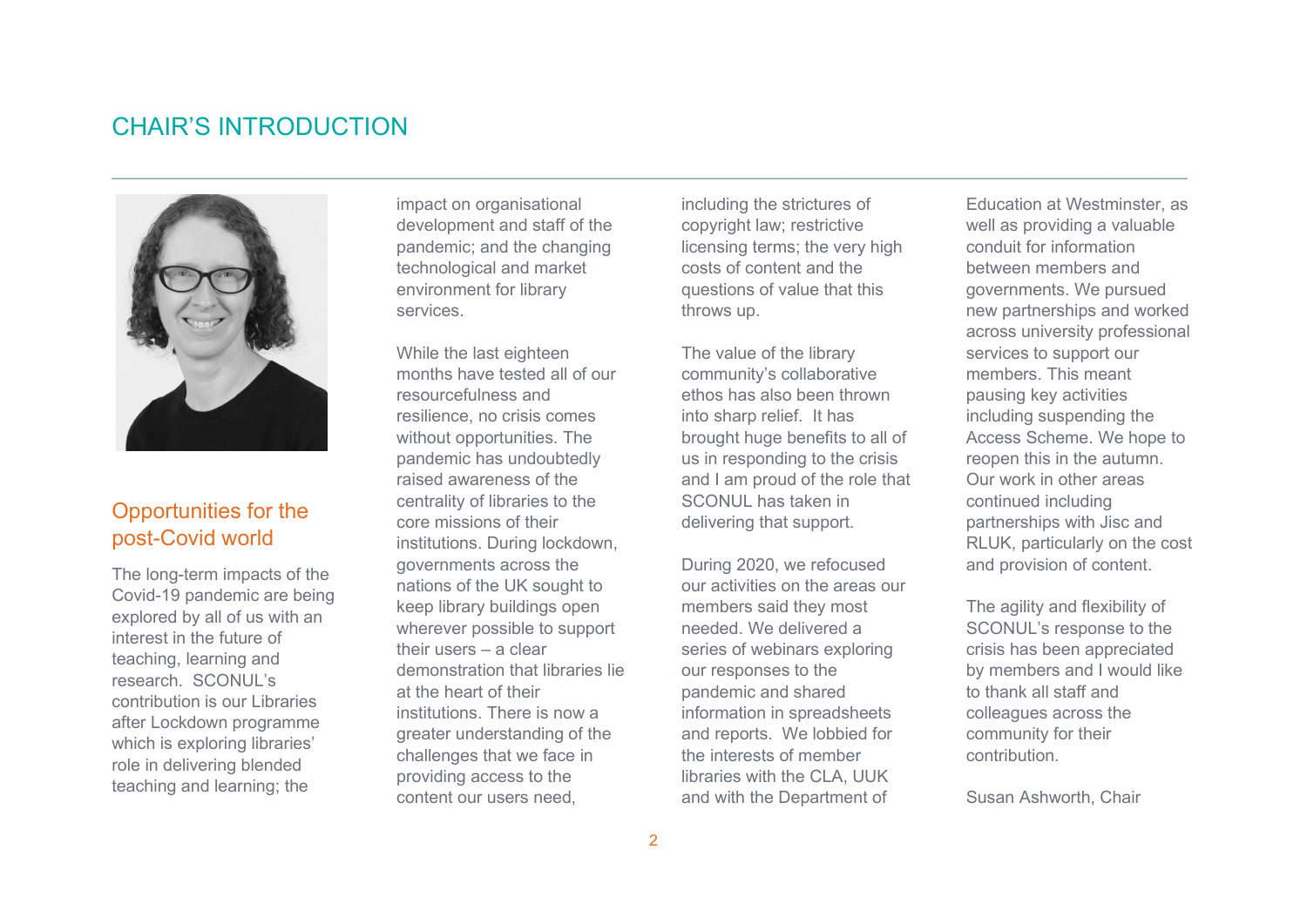# CHAIR'S INTRODUCTION

## Opportunities for the post-Covid world

The long-term impacts of the Covid-19 pandemic are being explored by all of us with an interest in the future of teaching, learning and research. SCONUL's contribution is our Libraries after Lockdown programme which is exploring libraries' role in delivering blended teaching and learning; the impact on organisational development and staff of the pandemic; and the changing technological and market environment for library services.

While the last eighteen months have tested all of our resourcefulness and resilience, no crisis comes without opportunities. The pandemic has undoubtedly raised awareness of the centrality of libraries to the core missions of their institutions. During lockdown, governments across the nations of the UK sought to keep library buildings open wherever possible to support their users – a clear demonstration that libraries lie at the heart of their institutions. There is now a greater understanding of the challenges that we face in providing access to the content our users need, including the strictures of copyright law; restrictive licensing terms; the very high costs of content and the questions of value that this throws up.

The value of the library community's collaborative ethos has also been thrown into sharp relief. It has brought huge benefits to all of us in responding to the crisis and I am proud of the role that SCONUL has taken in delivering that support.

During 2020, we refocused our activities on the areas our members said they most needed. We delivered a series of webinars exploring our responses to the pandemic and shared information in spreadsheets and reports. We lobbied for the interests of member libraries with the CLA, UUK and with the Department of Education at Westminster, as well as providing a valuable conduit for information between members and governments. We pursued new partnerships and worked across university professional services to support our members. This meant pausing key activities including suspending the Access Scheme. We hope to reopen this in the autumn. Our work in other areas continued including partnerships with Jisc and RLUK, particularly on the cost and provision of content.

The agility and flexibility of SCONUL's response to the crisis has been appreciated by members and I would like to thank all staff and colleagues across the community for their contribution.

Susan Ashworth, Chair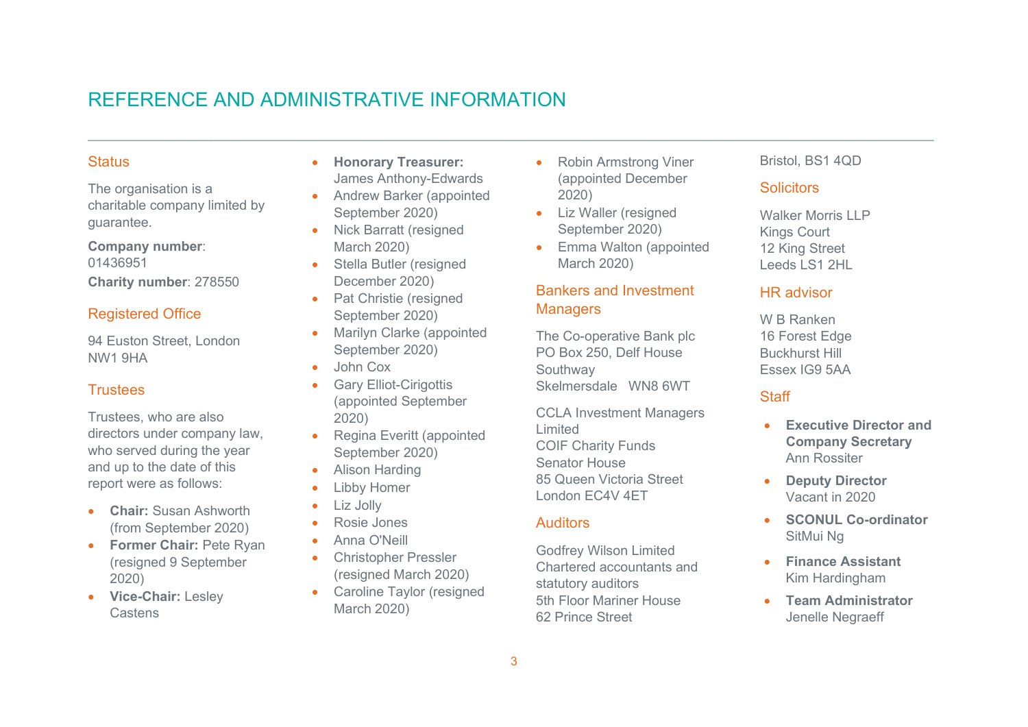# REFERENCE AND ADMINISTRATIVE INFORMATION

## Status

The organisation is a charitable company limited by guarantee.

**Company number**: 01436951

**Charity number**: 278550

## Registered Office

94 Euston Street, London
NW1 9HA

## Trustees

Trustees, who are also directors under company law, who served during the year and up to the date of this report were as follows:

- **Chair:** Susan Ashworth (from September 2020)
- **Former Chair:** Pete Ryan (resigned 9 September 2020)
- **Vice-Chair:** Lesley Castens
- **Honorary Treasurer:** James Anthony-Edwards
- Andrew Barker (appointed September 2020)
- Nick Barratt (resigned March 2020)
- Stella Butler (resigned December 2020)
- Pat Christie (resigned September 2020)
- Marilyn Clarke (appointed September 2020)
- John Cox
- Gary Elliot-Cirigottis (appointed September 2020)
- Regina Everitt (appointed September 2020)
- Alison Harding
- Libby Homer
- Liz Jolly
- Rosie Jones
- Anna O'Neill
- Christopher Pressler (resigned March 2020)
- Caroline Taylor (resigned March 2020)
- Robin Armstrong Viner (appointed December 2020)
- Liz Waller (resigned September 2020)
- Emma Walton (appointed March 2020)

## Bankers and Investment Managers

The Co-operative Bank plc
PO Box 250, Delf House
Southway
Skelmersdale WN8 6WT

CCLA Investment Managers Limited
COIF Charity Funds
Senator House
85 Queen Victoria Street
London EC4V 4ET

## Auditors

Godfrey Wilson Limited
Chartered accountants and statutory auditors
5th Floor Mariner House
62 Prince Street
Bristol, BS1 4QD

## Solicitors

Walker Morris LLP
Kings Court
12 King Street
Leeds LS1 2HL

## HR advisor

W B Ranken
16 Forest Edge
Buckhurst Hill
Essex IG9 5AA

## Staff

- **Executive Director and Company Secretary** Ann Rossiter
- **Deputy Director** Vacant in 2020
- **SCONUL Co-ordinator** SitMui Ng
- **Finance Assistant** Kim Hardingham
- **Team Administrator** Jenelle Negraeff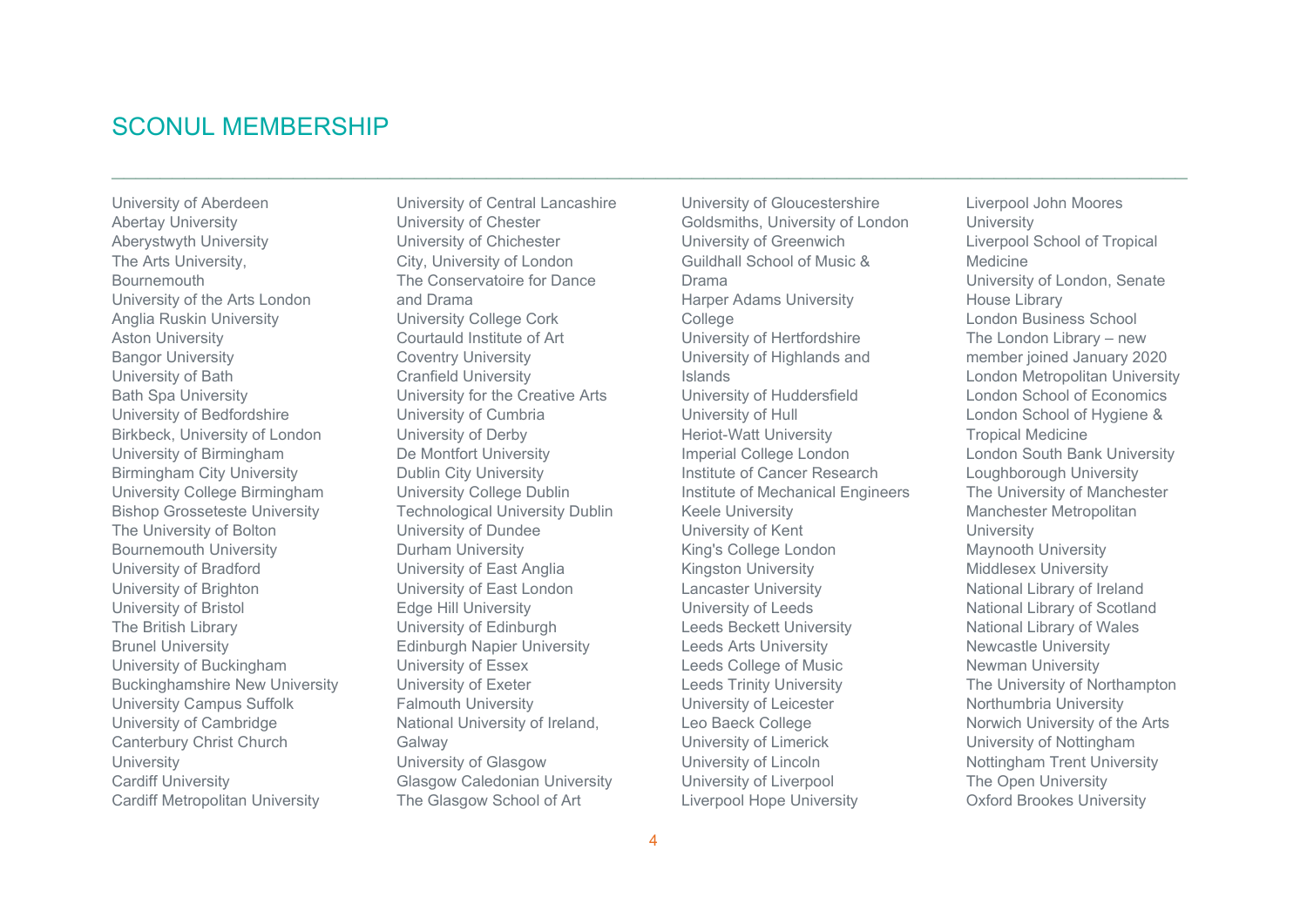# SCONUL MEMBERSHIP

University of Aberdeen
Abertay University
Aberystwyth University
The Arts University, Bournemouth
University of the Arts London
Anglia Ruskin University
Aston University
Bangor University
University of Bath
Bath Spa University
University of Bedfordshire
Birkbeck, University of London
University of Birmingham
Birmingham City University
University College Birmingham
Bishop Grosseteste University
The University of Bolton
Bournemouth University
University of Bradford
University of Brighton
University of Bristol
The British Library
Brunel University
University of Buckingham
Buckinghamshire New University
University Campus Suffolk
University of Cambridge
Canterbury Christ Church University
Cardiff University
Cardiff Metropolitan University
University of Central Lancashire
University of Chester
University of Chichester
City, University of London
The Conservatoire for Dance and Drama
University College Cork
Courtauld Institute of Art
Coventry University
Cranfield University
University for the Creative Arts
University of Cumbria
University of Derby
De Montfort University
Dublin City University
University College Dublin
Technological University Dublin
University of Dundee
Durham University
University of East Anglia
University of East London
Edge Hill University
University of Edinburgh
Edinburgh Napier University
University of Essex
University of Exeter
Falmouth University
National University of Ireland, Galway
University of Glasgow
Glasgow Caledonian University
The Glasgow School of Art
University of Gloucestershire
Goldsmiths, University of London
University of Greenwich
Guildhall School of Music & Drama
Harper Adams University College
University of Hertfordshire
University of Highlands and Islands
University of Huddersfield
University of Hull
Heriot-Watt University
Imperial College London
Institute of Cancer Research
Institute of Mechanical Engineers
Keele University
University of Kent
King's College London
Kingston University
Lancaster University
University of Leeds
Leeds Beckett University
Leeds Arts University
Leeds College of Music
Leeds Trinity University
University of Leicester
Leo Baeck College
University of Limerick
University of Lincoln
University of Liverpool
Liverpool Hope University
Liverpool John Moores University
Liverpool School of Tropical Medicine
University of London, Senate House Library
London Business School
The London Library – new member joined January 2020
London Metropolitan University
London School of Economics
London School of Hygiene & Tropical Medicine
London South Bank University
Loughborough University
The University of Manchester
Manchester Metropolitan University
Maynooth University
Middlesex University
National Library of Ireland
National Library of Scotland
National Library of Wales
Newcastle University
Newman University
The University of Northampton
Northumbria University
Norwich University of the Arts
University of Nottingham
Nottingham Trent University
The Open University
Oxford Brookes University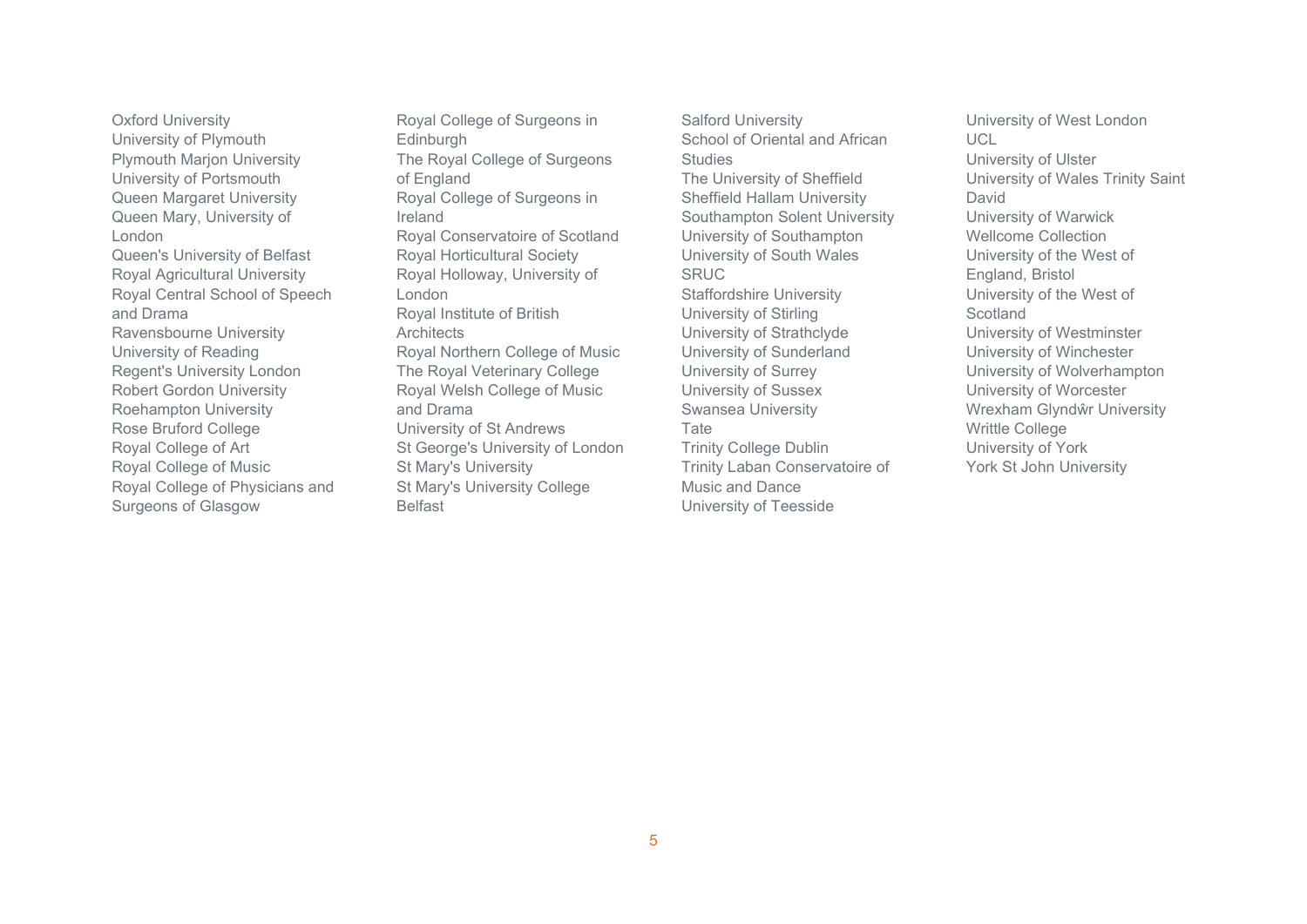Oxford University
University of Plymouth
Plymouth Marjon University
University of Portsmouth
Queen Margaret University
Queen Mary, University of London
Queen's University of Belfast
Royal Agricultural University
Royal Central School of Speech and Drama
Ravensbourne University
University of Reading
Regent's University London
Robert Gordon University
Roehampton University
Rose Bruford College
Royal College of Art
Royal College of Music
Royal College of Physicians and Surgeons of Glasgow
Royal College of Surgeons in Edinburgh
The Royal College of Surgeons of England
Royal College of Surgeons in Ireland
Royal Conservatoire of Scotland
Royal Horticultural Society
Royal Holloway, University of London
Royal Institute of British Architects
Royal Northern College of Music
The Royal Veterinary College
Royal Welsh College of Music and Drama
University of St Andrews
St George's University of London
St Mary's University
St Mary's University College Belfast
Salford University
School of Oriental and African Studies
The University of Sheffield
Sheffield Hallam University
Southampton Solent University
University of Southampton
University of South Wales
SRUC
Staffordshire University
University of Stirling
University of Strathclyde
University of Sunderland
University of Surrey
University of Sussex
Swansea University
Tate
Trinity College Dublin
Trinity Laban Conservatoire of Music and Dance
University of Teesside
University of West London
UCL
University of Ulster
University of Wales Trinity Saint David
University of Warwick
Wellcome Collection
University of the West of England, Bristol
University of the West of Scotland
University of Westminster
University of Winchester
University of Wolverhampton
University of Worcester
Wrexham Glyndŵr University
Writtle College
University of York
York St John University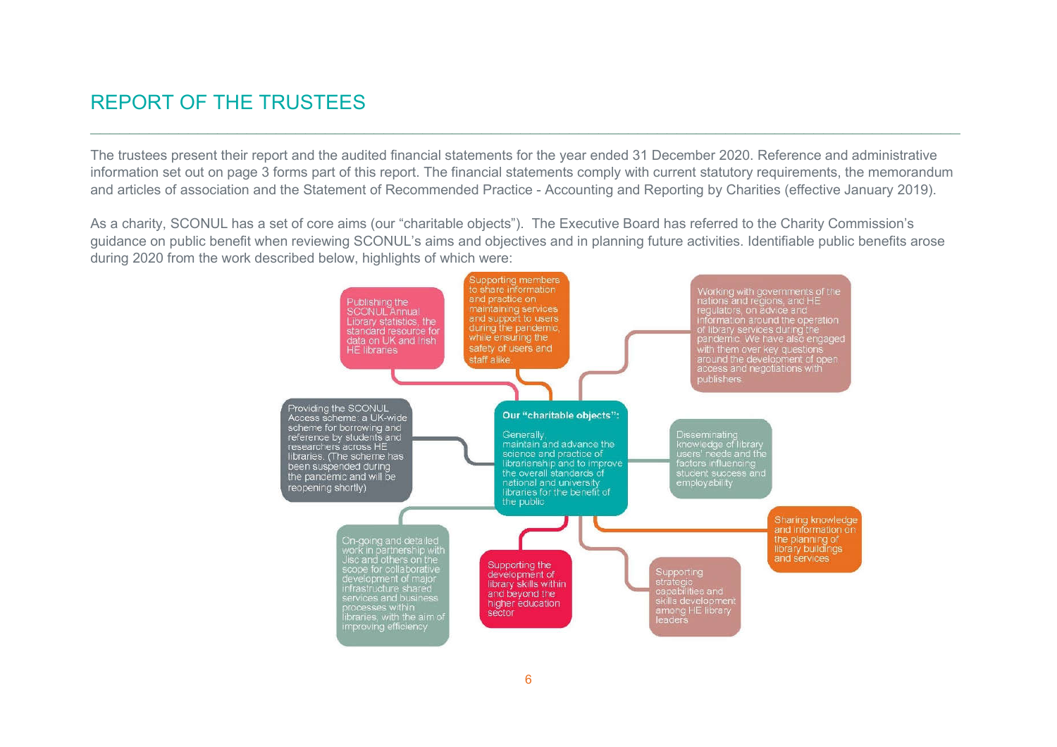# REPORT OF THE TRUSTEES

The trustees present their report and the audited financial statements for the year ended 31 December 2020. Reference and administrative information set out on page 3 forms part of this report. The financial statements comply with current statutory requirements, the memorandum and articles of association and the Statement of Recommended Practice - Accounting and Reporting by Charities (effective January 2019).

As a charity, SCONUL has a set of core aims (our "charitable objects"). The Executive Board has referred to the Charity Commission's guidance on public benefit when reviewing SCONUL's aims and objectives and in planning future activities. Identifiable public benefits arose during 2020 from the work described below, highlights of which were:

**Our "charitable objects":**

Generally, maintain and advance the science and practice of librarianship and to improve the overall standards of national and university libraries for the benefit of the public

- Publishing the SCONUL Annual Library statistics, the standard resource for data on UK and Irish HE libraries
- Supporting members to share information and practice on maintaining services and support to users during the pandemic, while ensuring the safety of users and staff alike
- Working with governments of the nations and regions, and HE regulators, on advice and information around the operation of library services during the pandemic. We have also engaged with them over key questions around the development of open access and negotiations with publishers
- Providing the SCONUL Access scheme: a UK-wide scheme for borrowing and reference by students and researchers across HE libraries. (The scheme has been suspended during the pandemic and will be reopening shortly)
- Disseminating knowledge of library users' needs and the factors influencing student success and employability
- On-going and detailed work in partnership with Jisc and others on the scope for collaborative development of major infrastructure shared services and business processes within libraries, with the aim of improving efficiency
- Supporting the development of library skills within and beyond the higher education sector
- Supporting strategic capabilities and skills development among HE library leaders
- Sharing knowledge and information on the planning of library buildings and services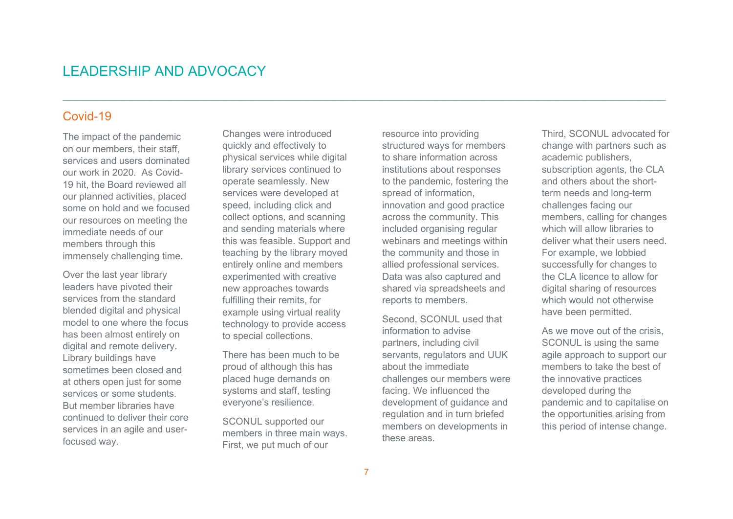# LEADERSHIP AND ADVOCACY

## Covid-19

The impact of the pandemic on our members, their staff, services and users dominated our work in 2020. As Covid-19 hit, the Board reviewed all our planned activities, placed some on hold and we focused our resources on meeting the immediate needs of our members through this immensely challenging time.

Over the last year library leaders have pivoted their services from the standard blended digital and physical model to one where the focus has been almost entirely on digital and remote delivery. Library buildings have sometimes been closed and at others open just for some services or some students. But member libraries have continued to deliver their core services in an agile and user-focused way.

Changes were introduced quickly and effectively to physical services while digital library services continued to operate seamlessly. New services were developed at speed, including click and collect options, and scanning and sending materials where this was feasible. Support and teaching by the library moved entirely online and members experimented with creative new approaches towards fulfilling their remits, for example using virtual reality technology to provide access to special collections.

There has been much to be proud of although this has placed huge demands on systems and staff, testing everyone's resilience.

SCONUL supported our members in three main ways. First, we put much of our resource into providing structured ways for members to share information across institutions about responses to the pandemic, fostering the spread of information, innovation and good practice across the community. This included organising regular webinars and meetings within the community and those in allied professional services. Data was also captured and shared via spreadsheets and reports to members.

Second, SCONUL used that information to advise partners, including civil servants, regulators and UUK about the immediate challenges our members were facing. We influenced the development of guidance and regulation and in turn briefed members on developments in these areas.

Third, SCONUL advocated for change with partners such as academic publishers, subscription agents, the CLA and others about the short-term needs and long-term challenges facing our members, calling for changes which will allow libraries to deliver what their users need. For example, we lobbied successfully for changes to the CLA licence to allow for digital sharing of resources which would not otherwise have been permitted.

As we move out of the crisis, SCONUL is using the same agile approach to support our members to take the best of the innovative practices developed during the pandemic and to capitalise on the opportunities arising from this period of intense change.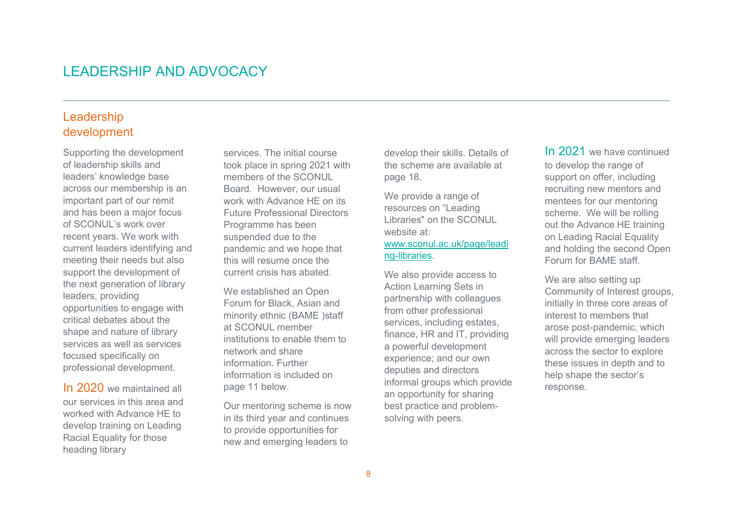# LEADERSHIP AND ADVOCACY

## Leadership development

Supporting the development of leadership skills and leaders' knowledge base across our membership is an important part of our remit and has been a major focus of SCONUL's work over recent years. We work with current leaders identifying and meeting their needs but also support the development of the next generation of library leaders, providing opportunities to engage with critical debates about the shape and nature of library services as well as services focused specifically on professional development.

In 2020 we maintained all our services in this area and worked with Advance HE to develop training on Leading Racial Equality for those heading library services. The initial course took place in spring 2021 with members of the SCONUL Board. However, our usual work with Advance HE on its Future Professional Directors Programme has been suspended due to the pandemic and we hope that this will resume once the current crisis has abated.

We established an Open Forum for Black, Asian and minority ethnic (BAME )staff at SCONUL member institutions to enable them to network and share information. Further information is included on page 11 below.

Our mentoring scheme is now in its third year and continues to provide opportunities for new and emerging leaders to develop their skills. Details of the scheme are available at page 18.

We provide a range of resources on "Leading Libraries" on the SCONUL website at: [www.sconul.ac.uk/page/leading-libraries](www.sconul.ac.uk/page/leading-libraries).

We also provide access to Action Learning Sets in partnership with colleagues from other professional services, including estates, finance, HR and IT, providing a powerful development experience; and our own deputies and directors informal groups which provide an opportunity for sharing best practice and problem-solving with peers.

In 2021 we have continued to develop the range of support on offer, including recruiting new mentors and mentees for our mentoring scheme. We will be rolling out the Advance HE training on Leading Racial Equality and holding the second Open Forum for BAME staff.

We are also setting up Community of Interest groups, initially in three core areas of interest to members that arose post-pandemic, which will provide emerging leaders across the sector to explore these issues in depth and to help shape the sector's response.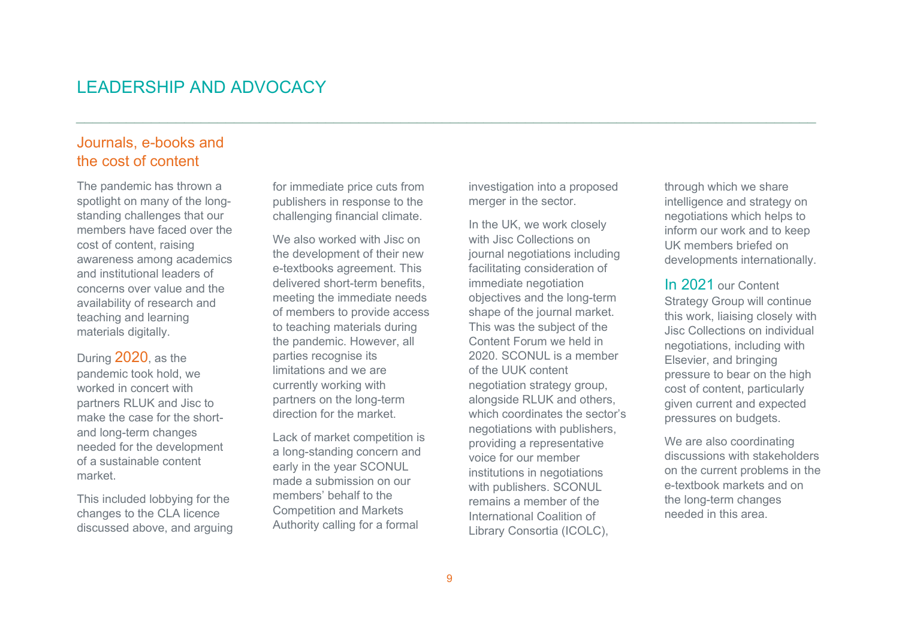# LEADERSHIP AND ADVOCACY

## Journals, e-books and the cost of content

The pandemic has thrown a spotlight on many of the long-standing challenges that our members have faced over the cost of content, raising awareness among academics and institutional leaders of concerns over value and the availability of research and teaching and learning materials digitally.

During 2020, as the pandemic took hold, we worked in concert with partners RLUK and Jisc to make the case for the short- and long-term changes needed for the development of a sustainable content market.

This included lobbying for the changes to the CLA licence discussed above, and arguing for immediate price cuts from publishers in response to the challenging financial climate.

We also worked with Jisc on the development of their new e-textbooks agreement. This delivered short-term benefits, meeting the immediate needs of members to provide access to teaching materials during the pandemic. However, all parties recognise its limitations and we are currently working with partners on the long-term direction for the market.

Lack of market competition is a long-standing concern and early in the year SCONUL made a submission on our members' behalf to the Competition and Markets Authority calling for a formal investigation into a proposed merger in the sector.

In the UK, we work closely with Jisc Collections on journal negotiations including facilitating consideration of immediate negotiation objectives and the long-term shape of the journal market. This was the subject of the Content Forum we held in 2020. SCONUL is a member of the UUK content negotiation strategy group, alongside RLUK and others, which coordinates the sector's negotiations with publishers, providing a representative voice for our member institutions in negotiations with publishers. SCONUL remains a member of the International Coalition of Library Consortia (ICOLC), through which we share intelligence and strategy on negotiations which helps to inform our work and to keep UK members briefed on developments internationally.

In 2021 our Content Strategy Group will continue this work, liaising closely with Jisc Collections on individual negotiations, including with Elsevier, and bringing pressure to bear on the high cost of content, particularly given current and expected pressures on budgets.

We are also coordinating discussions with stakeholders on the current problems in the e-textbook markets and on the long-term changes needed in this area.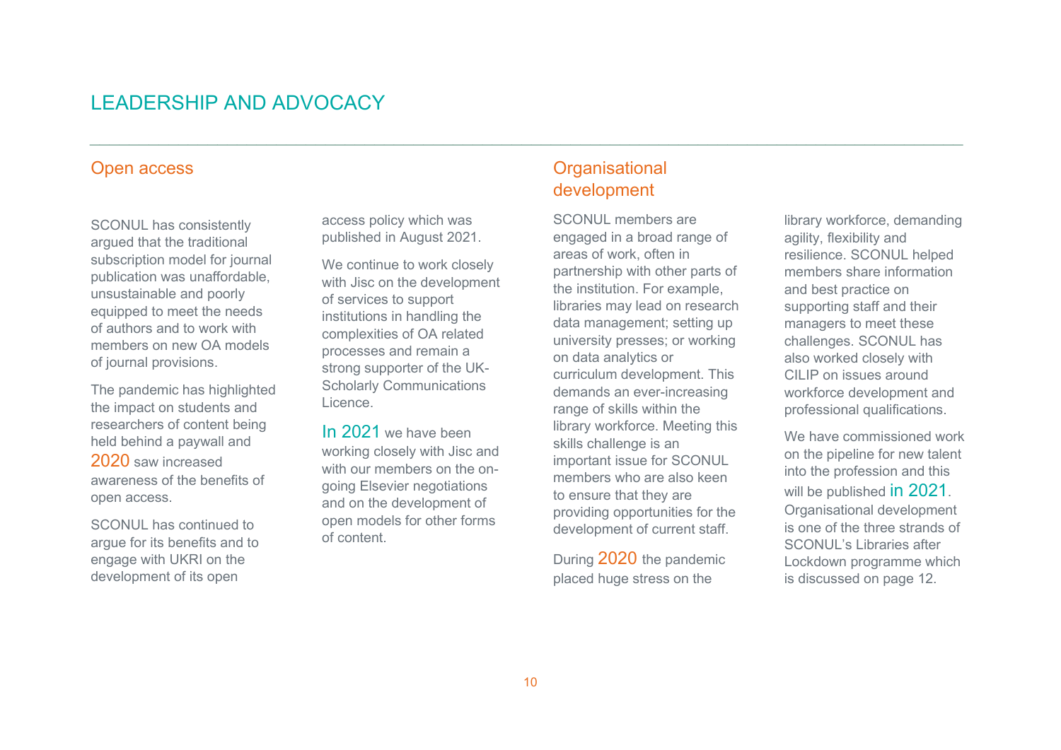# LEADERSHIP AND ADVOCACY

## Open access

SCONUL has consistently argued that the traditional subscription model for journal publication was unaffordable, unsustainable and poorly equipped to meet the needs of authors and to work with members on new OA models of journal provisions.

The pandemic has highlighted the impact on students and researchers of content being held behind a paywall and 2020 saw increased awareness of the benefits of open access.

SCONUL has continued to argue for its benefits and to engage with UKRI on the development of its open access policy which was published in August 2021.

We continue to work closely with Jisc on the development of services to support institutions in handling the complexities of OA related processes and remain a strong supporter of the UK-Scholarly Communications Licence.

In 2021 we have been working closely with Jisc and with our members on the on-going Elsevier negotiations and on the development of open models for other forms of content.

## Organisational development

SCONUL members are engaged in a broad range of areas of work, often in partnership with other parts of the institution. For example, libraries may lead on research data management; setting up university presses; or working on data analytics or curriculum development. This demands an ever-increasing range of skills within the library workforce. Meeting this skills challenge is an important issue for SCONUL members who are also keen to ensure that they are providing opportunities for the development of current staff.

During 2020 the pandemic placed huge stress on the library workforce, demanding agility, flexibility and resilience. SCONUL helped members share information and best practice on supporting staff and their managers to meet these challenges. SCONUL has also worked closely with CILIP on issues around workforce development and professional qualifications.

We have commissioned work on the pipeline for new talent into the profession and this will be published in 2021. Organisational development is one of the three strands of SCONUL's Libraries after Lockdown programme which is discussed on page 12.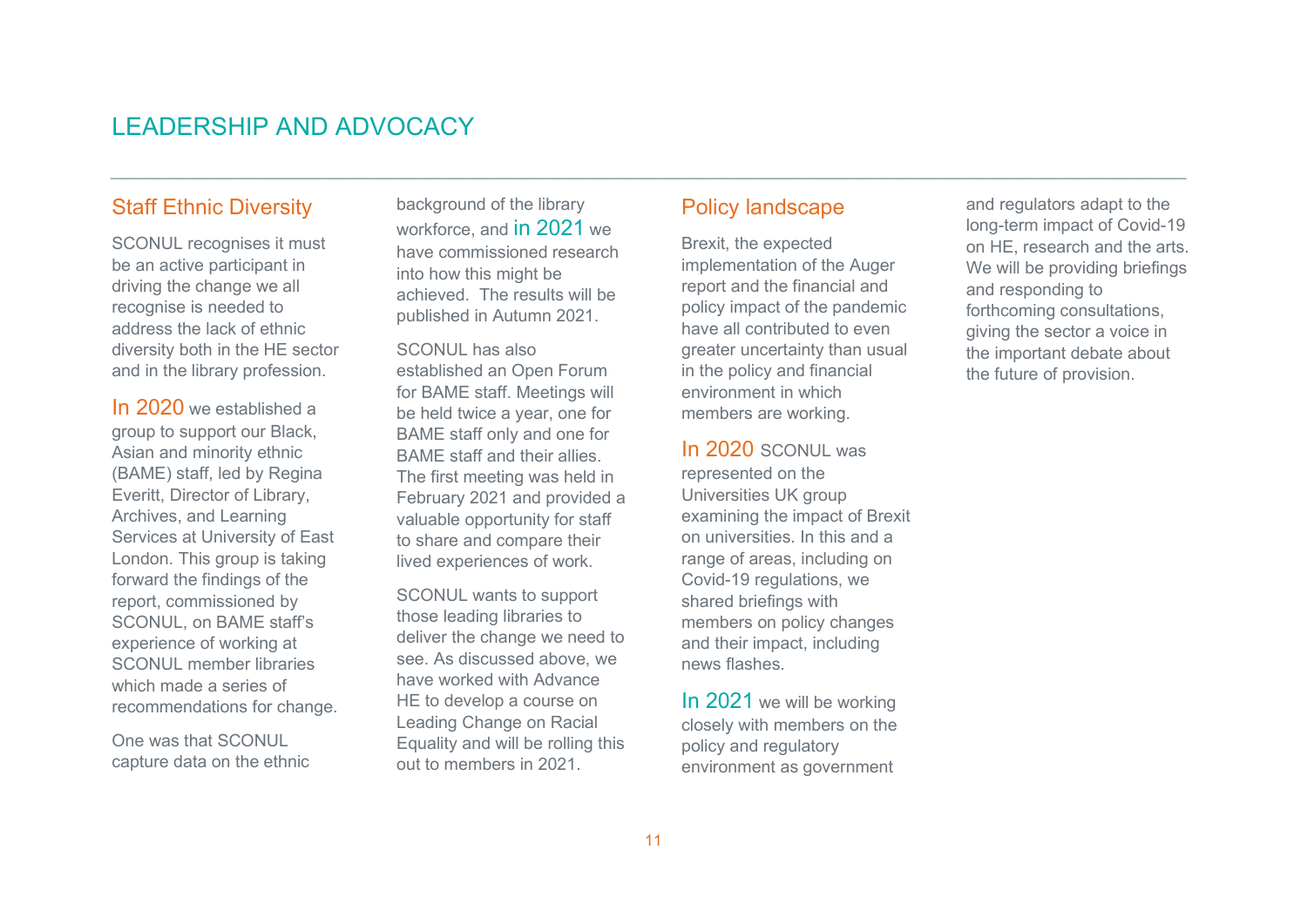# LEADERSHIP AND ADVOCACY

## Staff Ethnic Diversity

SCONUL recognises it must be an active participant in driving the change we all recognise is needed to address the lack of ethnic diversity both in the HE sector and in the library profession.

In 2020 we established a group to support our Black, Asian and minority ethnic (BAME) staff, led by Regina Everitt, Director of Library, Archives, and Learning Services at University of East London. This group is taking forward the findings of the report, commissioned by SCONUL, on BAME staff's experience of working at SCONUL member libraries which made a series of recommendations for change.

One was that SCONUL capture data on the ethnic background of the library workforce, and in 2021 we have commissioned research into how this might be achieved. The results will be published in Autumn 2021.

SCONUL has also established an Open Forum for BAME staff. Meetings will be held twice a year, one for BAME staff only and one for BAME staff and their allies. The first meeting was held in February 2021 and provided a valuable opportunity for staff to share and compare their lived experiences of work.

SCONUL wants to support those leading libraries to deliver the change we need to see. As discussed above, we have worked with Advance HE to develop a course on Leading Change on Racial Equality and will be rolling this out to members in 2021.

## Policy landscape

Brexit, the expected implementation of the Auger report and the financial and policy impact of the pandemic have all contributed to even greater uncertainty than usual in the policy and financial environment in which members are working.

In 2020 SCONUL was represented on the Universities UK group examining the impact of Brexit on universities. In this and a range of areas, including on Covid-19 regulations, we shared briefings with members on policy changes and their impact, including news flashes.

In 2021 we will be working closely with members on the policy and regulatory environment as government and regulators adapt to the long-term impact of Covid-19 on HE, research and the arts. We will be providing briefings and responding to forthcoming consultations, giving the sector a voice in the important debate about the future of provision.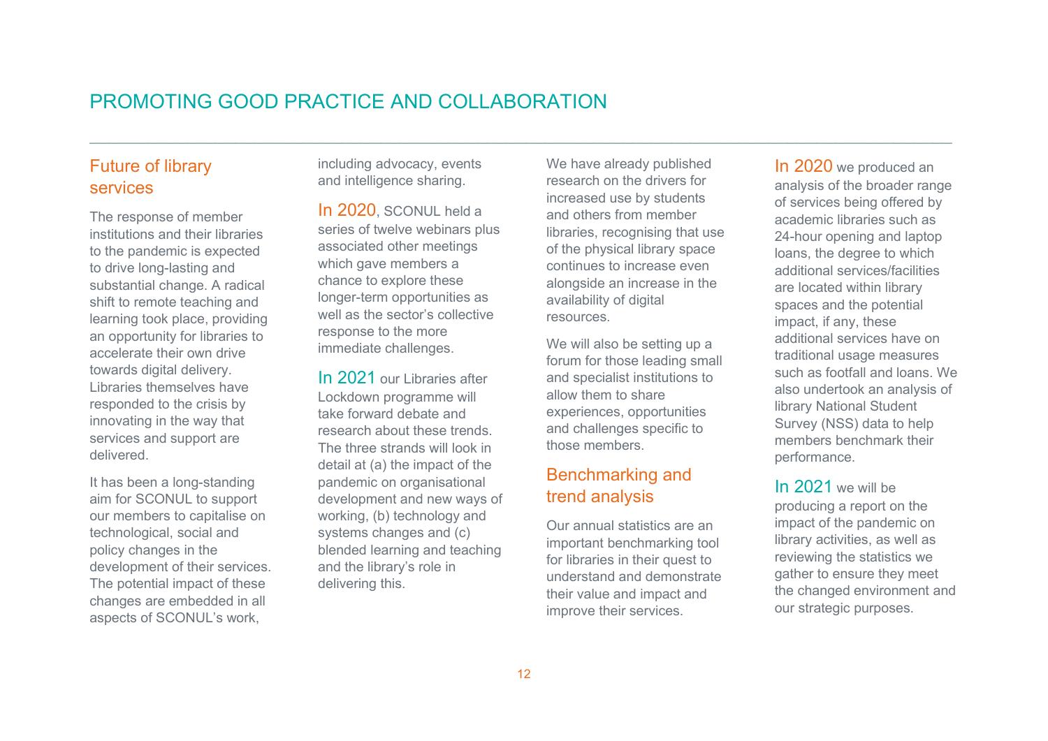# PROMOTING GOOD PRACTICE AND COLLABORATION

## Future of library services

The response of member institutions and their libraries to the pandemic is expected to drive long-lasting and substantial change. A radical shift to remote teaching and learning took place, providing an opportunity for libraries to accelerate their own drive towards digital delivery. Libraries themselves have responded to the crisis by innovating in the way that services and support are delivered.

It has been a long-standing aim for SCONUL to support our members to capitalise on technological, social and policy changes in the development of their services. The potential impact of these changes are embedded in all aspects of SCONUL's work, including advocacy, events and intelligence sharing.

**In 2020**, SCONUL held a series of twelve webinars plus associated other meetings which gave members a chance to explore these longer-term opportunities as well as the sector's collective response to the more immediate challenges.

**In 2021** our Libraries after Lockdown programme will take forward debate and research about these trends. The three strands will look in detail at (a) the impact of the pandemic on organisational development and new ways of working, (b) technology and systems changes and (c) blended learning and teaching and the library's role in delivering this.

We have already published research on the drivers for increased use by students and others from member libraries, recognising that use of the physical library space continues to increase even alongside an increase in the availability of digital resources.

We will also be setting up a forum for those leading small and specialist institutions to allow them to share experiences, opportunities and challenges specific to those members.

## Benchmarking and trend analysis

Our annual statistics are an important benchmarking tool for libraries in their quest to understand and demonstrate their value and impact and improve their services.

**In 2020** we produced an analysis of the broader range of services being offered by academic libraries such as 24-hour opening and laptop loans, the degree to which additional services/facilities are located within library spaces and the potential impact, if any, these additional services have on traditional usage measures such as footfall and loans. We also undertook an analysis of library National Student Survey (NSS) data to help members benchmark their performance.

**In 2021** we will be producing a report on the impact of the pandemic on library activities, as well as reviewing the statistics we gather to ensure they meet the changed environment and our strategic purposes.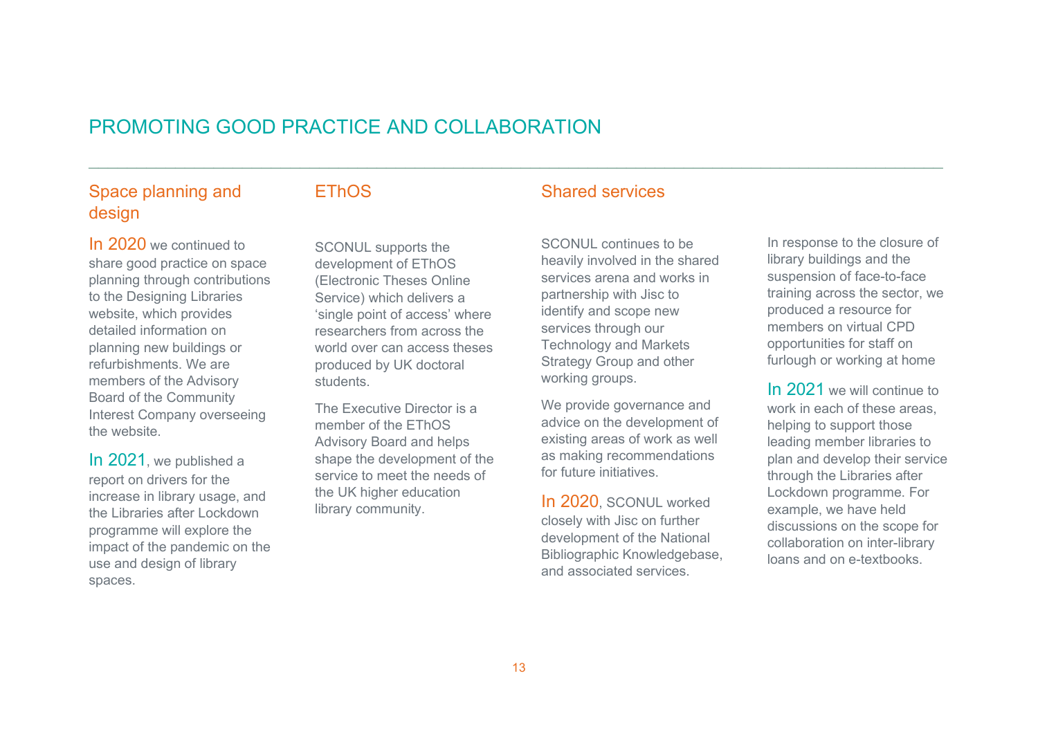# PROMOTING GOOD PRACTICE AND COLLABORATION

## Space planning and design

In 2020 we continued to share good practice on space planning through contributions to the Designing Libraries website, which provides detailed information on planning new buildings or refurbishments. We are members of the Advisory Board of the Community Interest Company overseeing the website.

In 2021, we published a report on drivers for the increase in library usage, and the Libraries after Lockdown programme will explore the impact of the pandemic on the use and design of library spaces.

## EThOS

SCONUL supports the development of EThOS (Electronic Theses Online Service) which delivers a 'single point of access' where researchers from across the world over can access theses produced by UK doctoral students.

The Executive Director is a member of the EThOS Advisory Board and helps shape the development of the service to meet the needs of the UK higher education library community.

## Shared services

SCONUL continues to be heavily involved in the shared services arena and works in partnership with Jisc to identify and scope new services through our Technology and Markets Strategy Group and other working groups.

We provide governance and advice on the development of existing areas of work as well as making recommendations for future initiatives.

In 2020, SCONUL worked closely with Jisc on further development of the National Bibliographic Knowledgebase, and associated services.

In response to the closure of library buildings and the suspension of face-to-face training across the sector, we produced a resource for members on virtual CPD opportunities for staff on furlough or working at home

In 2021 we will continue to work in each of these areas, helping to support those leading member libraries to plan and develop their service through the Libraries after Lockdown programme. For example, we have held discussions on the scope for collaboration on inter-library loans and on e-textbooks.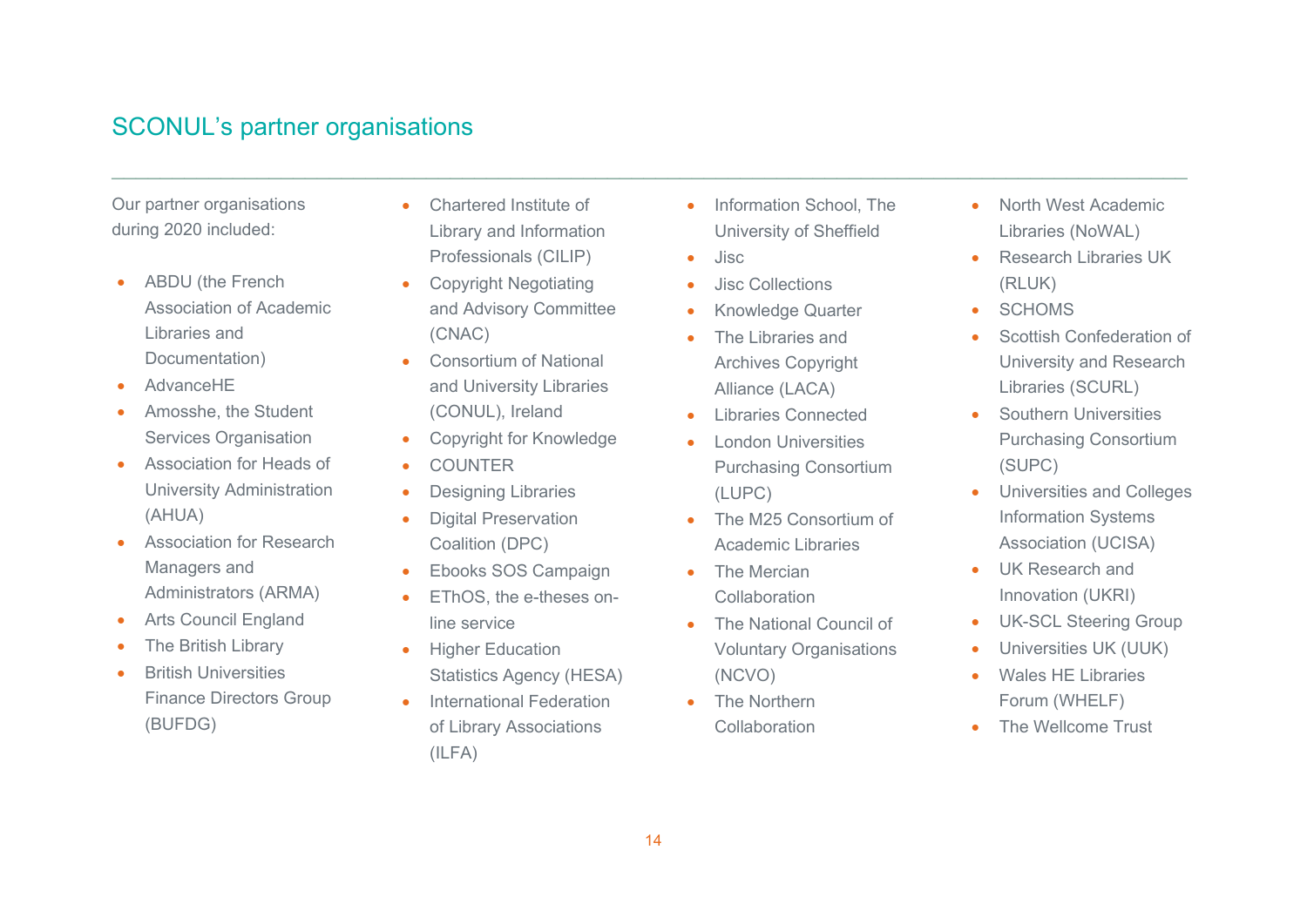## SCONUL's partner organisations

Our partner organisations during 2020 included:

- ABDU (the French Association of Academic Libraries and Documentation)
- AdvanceHE
- Amosshe, the Student Services Organisation
- Association for Heads of University Administration (AHUA)
- Association for Research Managers and Administrators (ARMA)
- Arts Council England
- The British Library
- British Universities Finance Directors Group (BUFDG)
- Chartered Institute of Library and Information Professionals (CILIP)
- Copyright Negotiating and Advisory Committee (CNAC)
- Consortium of National and University Libraries (CONUL), Ireland
- Copyright for Knowledge
- COUNTER
- Designing Libraries
- Digital Preservation Coalition (DPC)
- Ebooks SOS Campaign
- EThOS, the e-theses on-line service
- Higher Education Statistics Agency (HESA)
- International Federation of Library Associations (ILFA)
- Information School, The University of Sheffield
- Jisc
- Jisc Collections
- Knowledge Quarter
- The Libraries and Archives Copyright Alliance (LACA)
- Libraries Connected
- London Universities Purchasing Consortium (LUPC)
- The M25 Consortium of Academic Libraries
- The Mercian Collaboration
- The National Council of Voluntary Organisations (NCVO)
- The Northern Collaboration
- North West Academic Libraries (NoWAL)
- Research Libraries UK (RLUK)
- SCHOMS
- Scottish Confederation of University and Research Libraries (SCURL)
- Southern Universities Purchasing Consortium (SUPC)
- Universities and Colleges Information Systems Association (UCISA)
- UK Research and Innovation (UKRI)
- UK-SCL Steering Group
- Universities UK (UUK)
- Wales HE Libraries Forum (WHELF)
- The Wellcome Trust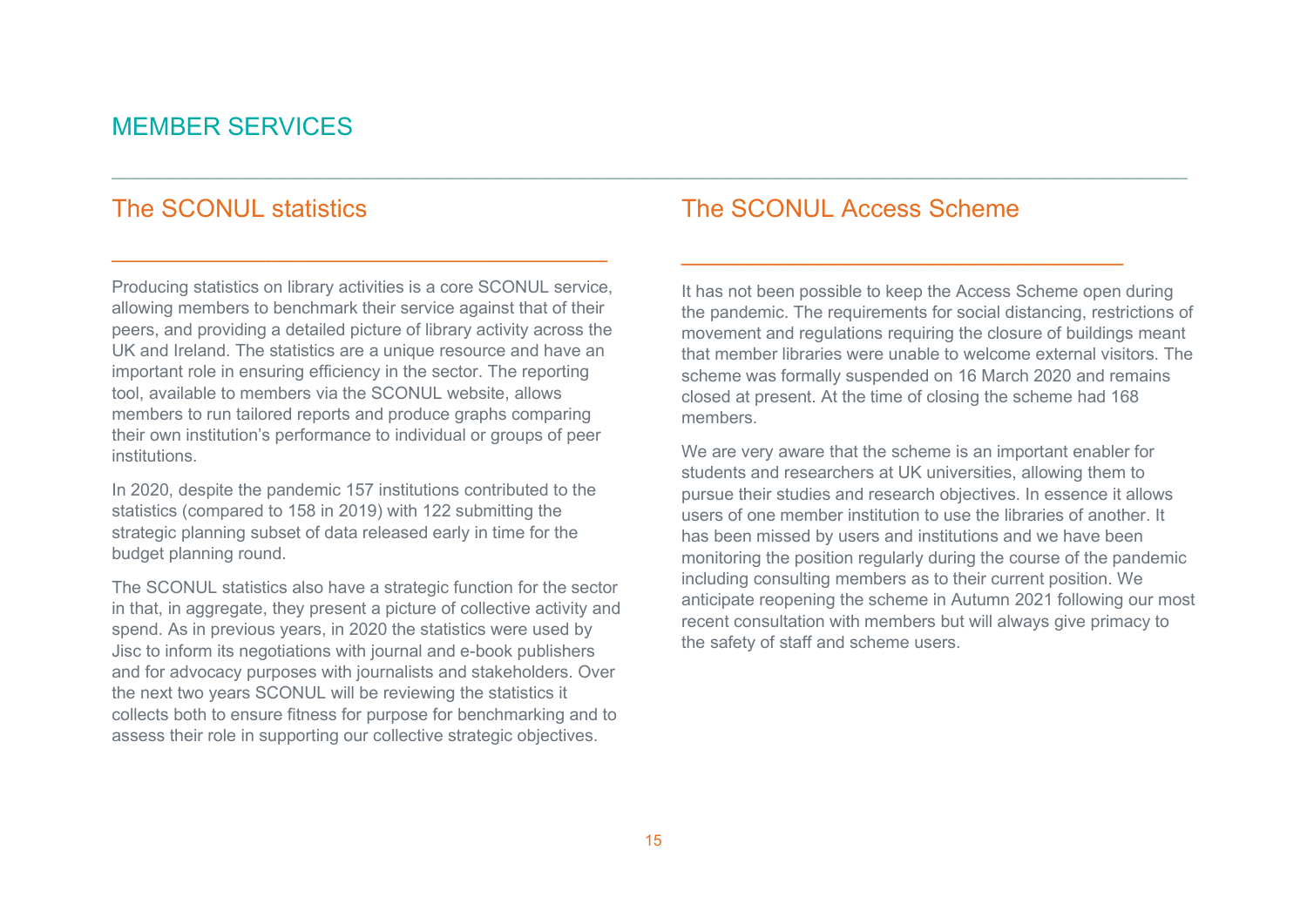# MEMBER SERVICES

## The SCONUL statistics

Producing statistics on library activities is a core SCONUL service, allowing members to benchmark their service against that of their peers, and providing a detailed picture of library activity across the UK and Ireland. The statistics are a unique resource and have an important role in ensuring efficiency in the sector. The reporting tool, available to members via the SCONUL website, allows members to run tailored reports and produce graphs comparing their own institution's performance to individual or groups of peer institutions.

In 2020, despite the pandemic 157 institutions contributed to the statistics (compared to 158 in 2019) with 122 submitting the strategic planning subset of data released early in time for the budget planning round.

The SCONUL statistics also have a strategic function for the sector in that, in aggregate, they present a picture of collective activity and spend. As in previous years, in 2020 the statistics were used by Jisc to inform its negotiations with journal and e-book publishers and for advocacy purposes with journalists and stakeholders. Over the next two years SCONUL will be reviewing the statistics it collects both to ensure fitness for purpose for benchmarking and to assess their role in supporting our collective strategic objectives.

## The SCONUL Access Scheme

It has not been possible to keep the Access Scheme open during the pandemic. The requirements for social distancing, restrictions of movement and regulations requiring the closure of buildings meant that member libraries were unable to welcome external visitors. The scheme was formally suspended on 16 March 2020 and remains closed at present. At the time of closing the scheme had 168 members.

We are very aware that the scheme is an important enabler for students and researchers at UK universities, allowing them to pursue their studies and research objectives. In essence it allows users of one member institution to use the libraries of another. It has been missed by users and institutions and we have been monitoring the position regularly during the course of the pandemic including consulting members as to their current position. We anticipate reopening the scheme in Autumn 2021 following our most recent consultation with members but will always give primacy to the safety of staff and scheme users.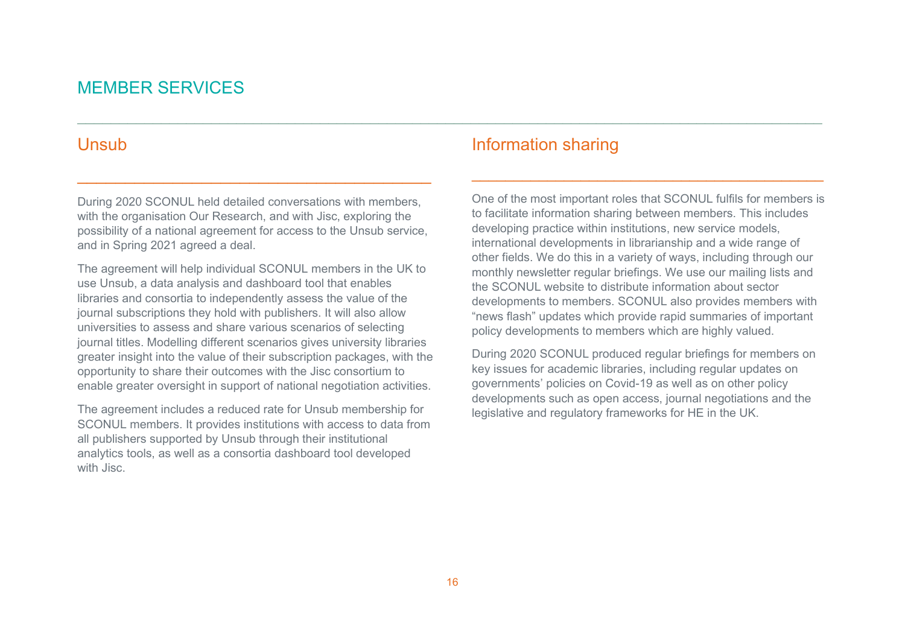# MEMBER SERVICES

## Unsub

During 2020 SCONUL held detailed conversations with members, with the organisation Our Research, and with Jisc, exploring the possibility of a national agreement for access to the Unsub service, and in Spring 2021 agreed a deal.

The agreement will help individual SCONUL members in the UK to use Unsub, a data analysis and dashboard tool that enables libraries and consortia to independently assess the value of the journal subscriptions they hold with publishers. It will also allow universities to assess and share various scenarios of selecting journal titles. Modelling different scenarios gives university libraries greater insight into the value of their subscription packages, with the opportunity to share their outcomes with the Jisc consortium to enable greater oversight in support of national negotiation activities.

The agreement includes a reduced rate for Unsub membership for SCONUL members. It provides institutions with access to data from all publishers supported by Unsub through their institutional analytics tools, as well as a consortia dashboard tool developed with Jisc.

## Information sharing

One of the most important roles that SCONUL fulfils for members is to facilitate information sharing between members. This includes developing practice within institutions, new service models, international developments in librarianship and a wide range of other fields. We do this in a variety of ways, including through our monthly newsletter regular briefings. We use our mailing lists and the SCONUL website to distribute information about sector developments to members. SCONUL also provides members with "news flash" updates which provide rapid summaries of important policy developments to members which are highly valued.

During 2020 SCONUL produced regular briefings for members on key issues for academic libraries, including regular updates on governments' policies on Covid-19 as well as on other policy developments such as open access, journal negotiations and the legislative and regulatory frameworks for HE in the UK.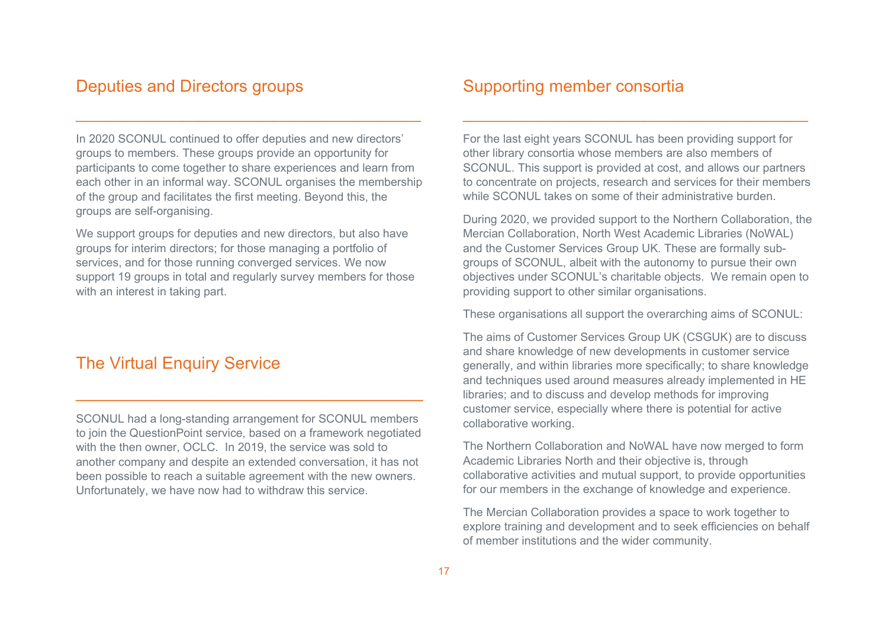## Deputies and Directors groups

In 2020 SCONUL continued to offer deputies and new directors' groups to members. These groups provide an opportunity for participants to come together to share experiences and learn from each other in an informal way. SCONUL organises the membership of the group and facilitates the first meeting. Beyond this, the groups are self-organising.

We support groups for deputies and new directors, but also have groups for interim directors; for those managing a portfolio of services, and for those running converged services. We now support 19 groups in total and regularly survey members for those with an interest in taking part.

## The Virtual Enquiry Service

SCONUL had a long-standing arrangement for SCONUL members to join the QuestionPoint service, based on a framework negotiated with the then owner, OCLC. In 2019, the service was sold to another company and despite an extended conversation, it has not been possible to reach a suitable agreement with the new owners. Unfortunately, we have now had to withdraw this service.

## Supporting member consortia

For the last eight years SCONUL has been providing support for other library consortia whose members are also members of SCONUL. This support is provided at cost, and allows our partners to concentrate on projects, research and services for their members while SCONUL takes on some of their administrative burden.

During 2020, we provided support to the Northern Collaboration, the Mercian Collaboration, North West Academic Libraries (NoWAL) and the Customer Services Group UK. These are formally sub-groups of SCONUL, albeit with the autonomy to pursue their own objectives under SCONUL's charitable objects. We remain open to providing support to other similar organisations.

These organisations all support the overarching aims of SCONUL:

The aims of Customer Services Group UK (CSGUK) are to discuss and share knowledge of new developments in customer service generally, and within libraries more specifically; to share knowledge and techniques used around measures already implemented in HE libraries; and to discuss and develop methods for improving customer service, especially where there is potential for active collaborative working.

The Northern Collaboration and NoWAL have now merged to form Academic Libraries North and their objective is, through collaborative activities and mutual support, to provide opportunities for our members in the exchange of knowledge and experience.

The Mercian Collaboration provides a space to work together to explore training and development and to seek efficiencies on behalf of member institutions and the wider community.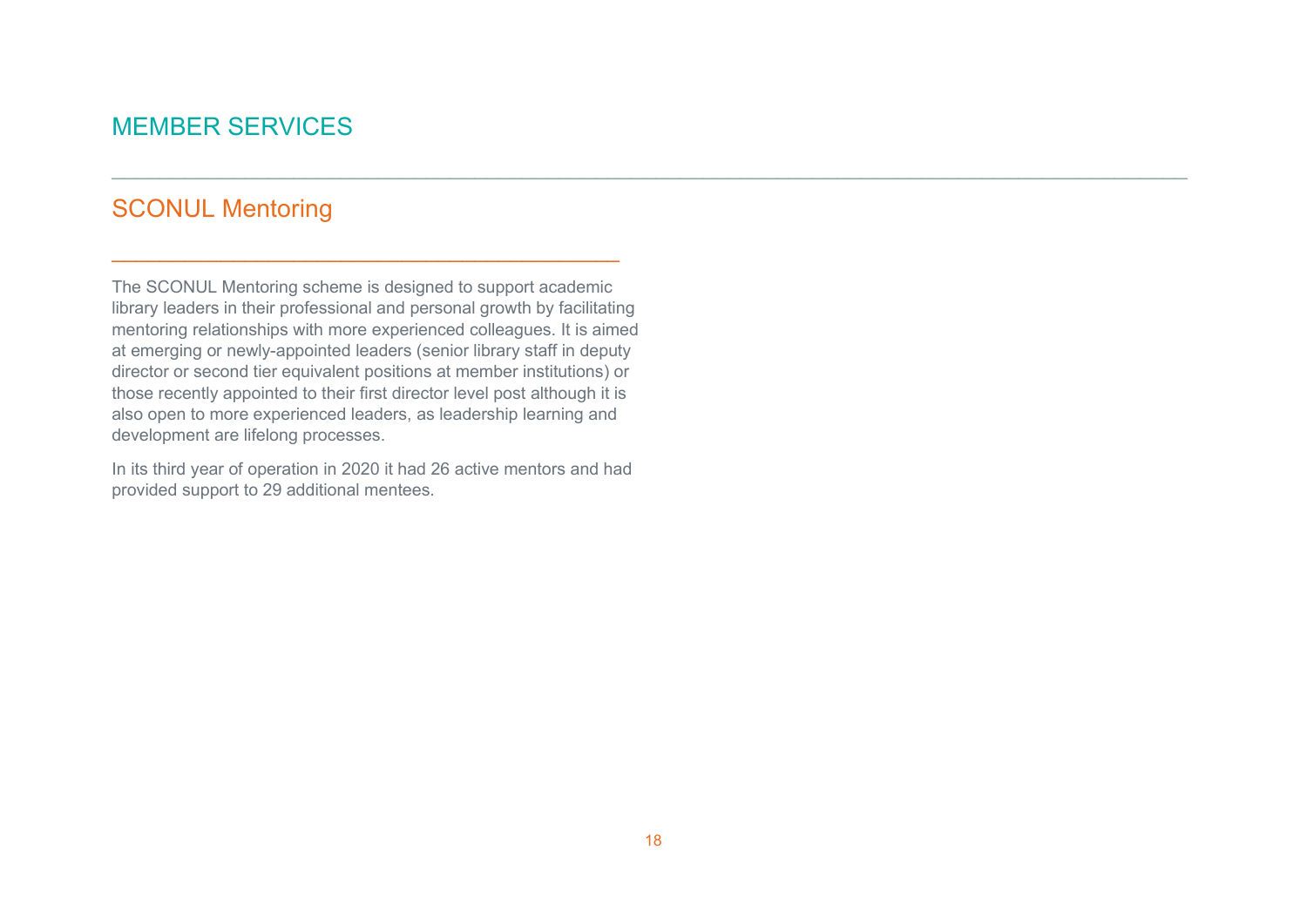# MEMBER SERVICES

## SCONUL Mentoring

The SCONUL Mentoring scheme is designed to support academic library leaders in their professional and personal growth by facilitating mentoring relationships with more experienced colleagues. It is aimed at emerging or newly-appointed leaders (senior library staff in deputy director or second tier equivalent positions at member institutions) or those recently appointed to their first director level post although it is also open to more experienced leaders, as leadership learning and development are lifelong processes.

In its third year of operation in 2020 it had 26 active mentors and had provided support to 29 additional mentees.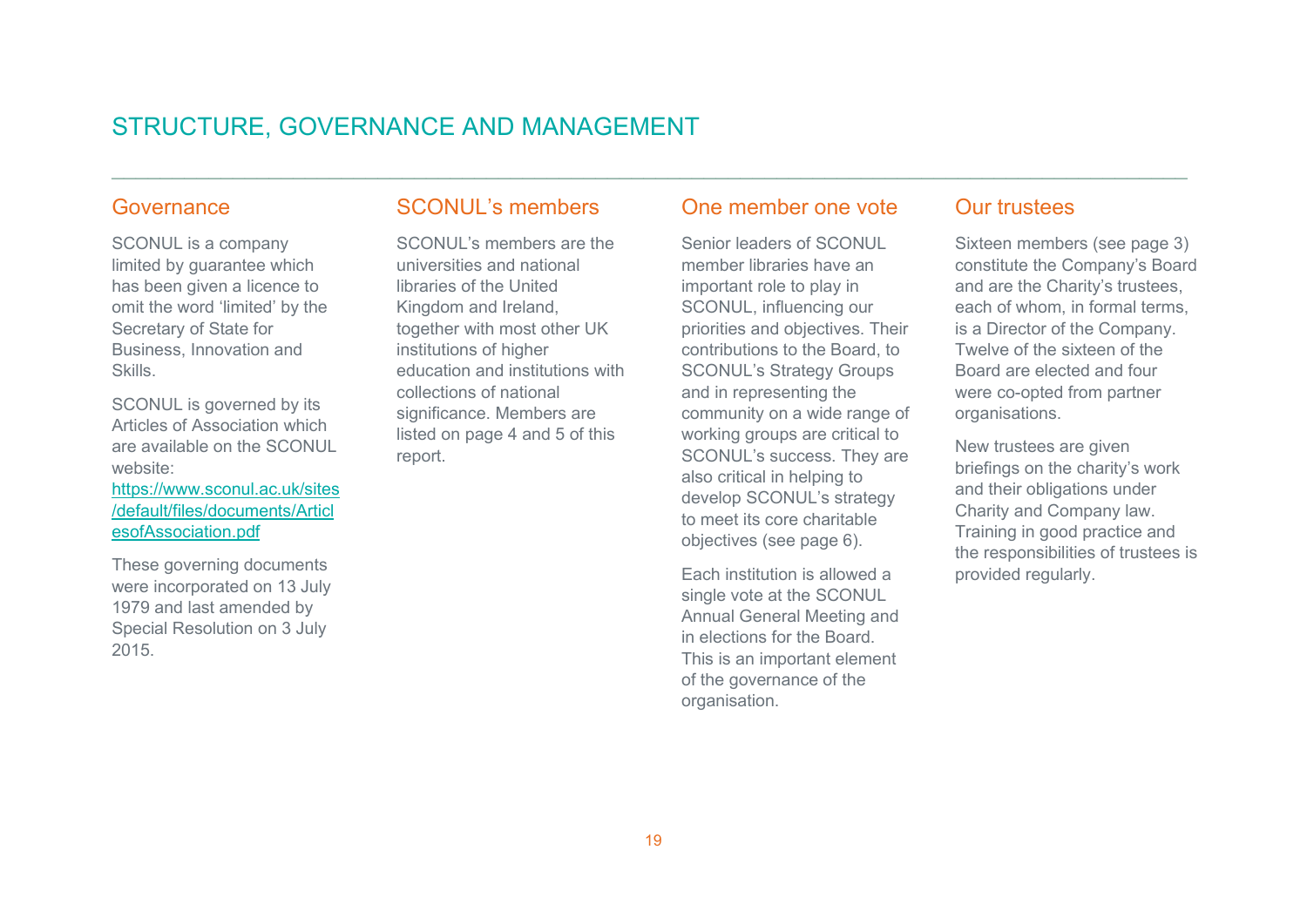# STRUCTURE, GOVERNANCE AND MANAGEMENT

## Governance

SCONUL is a company limited by guarantee which has been given a licence to omit the word 'limited' by the Secretary of State for Business, Innovation and Skills.

SCONUL is governed by its Articles of Association which are available on the SCONUL website: https://www.sconul.ac.uk/sites/default/files/documents/ArticlesofAssociation.pdf

These governing documents were incorporated on 13 July 1979 and last amended by Special Resolution on 3 July 2015.

## SCONUL's members

SCONUL's members are the universities and national libraries of the United Kingdom and Ireland, together with most other UK institutions of higher education and institutions with collections of national significance. Members are listed on page 4 and 5 of this report.

## One member one vote

Senior leaders of SCONUL member libraries have an important role to play in SCONUL, influencing our priorities and objectives. Their contributions to the Board, to SCONUL's Strategy Groups and in representing the community on a wide range of working groups are critical to SCONUL's success. They are also critical in helping to develop SCONUL's strategy to meet its core charitable objectives (see page 6).

Each institution is allowed a single vote at the SCONUL Annual General Meeting and in elections for the Board. This is an important element of the governance of the organisation.

## Our trustees

Sixteen members (see page 3) constitute the Company's Board and are the Charity's trustees, each of whom, in formal terms, is a Director of the Company. Twelve of the sixteen of the Board are elected and four were co-opted from partner organisations.

New trustees are given briefings on the charity's work and their obligations under Charity and Company law. Training in good practice and the responsibilities of trustees is provided regularly.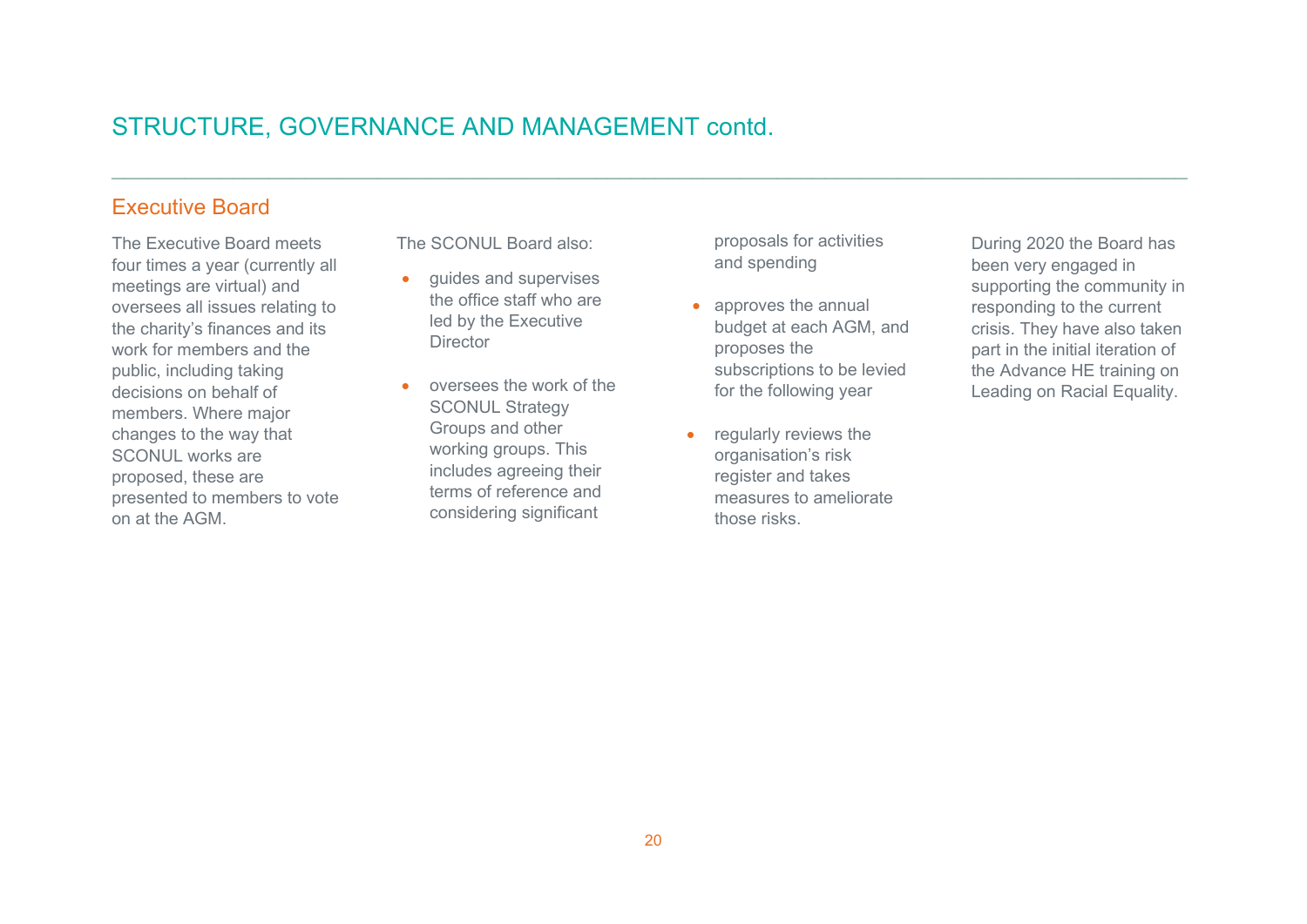# STRUCTURE, GOVERNANCE AND MANAGEMENT contd.

## Executive Board

The Executive Board meets four times a year (currently all meetings are virtual) and oversees all issues relating to the charity's finances and its work for members and the public, including taking decisions on behalf of members. Where major changes to the way that SCONUL works are proposed, these are presented to members to vote on at the AGM.

The SCONUL Board also:

- guides and supervises the office staff who are led by the Executive Director
- oversees the work of the SCONUL Strategy Groups and other working groups. This includes agreeing their terms of reference and considering significant proposals for activities and spending
- approves the annual budget at each AGM, and proposes the subscriptions to be levied for the following year
- regularly reviews the organisation's risk register and takes measures to ameliorate those risks.

During 2020 the Board has been very engaged in supporting the community in responding to the current crisis. They have also taken part in the initial iteration of the Advance HE training on Leading on Racial Equality.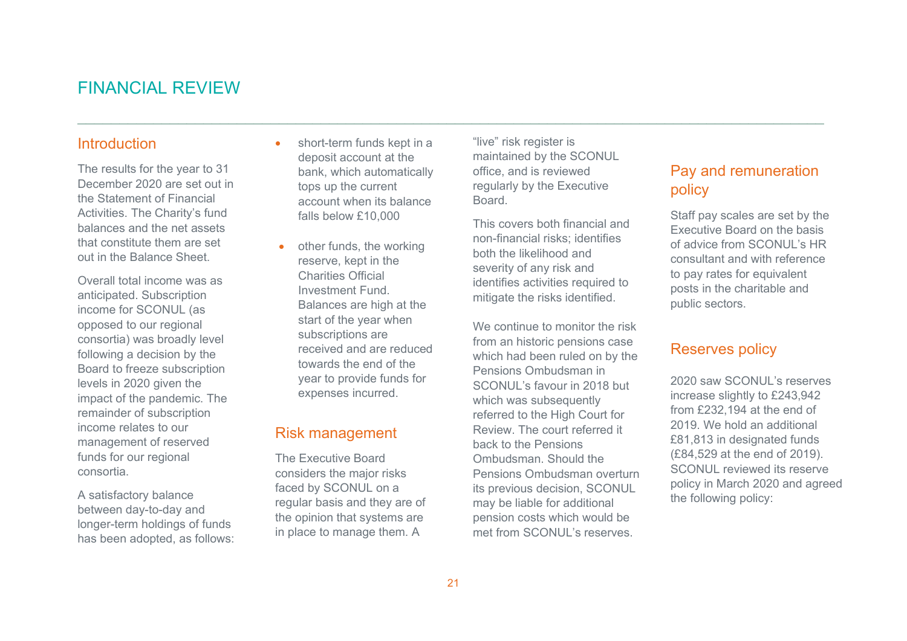# FINANCIAL REVIEW

## Introduction

The results for the year to 31 December 2020 are set out in the Statement of Financial Activities. The Charity's fund balances and the net assets that constitute them are set out in the Balance Sheet.

Overall total income was as anticipated. Subscription income for SCONUL (as opposed to our regional consortia) was broadly level following a decision by the Board to freeze subscription levels in 2020 given the impact of the pandemic. The remainder of subscription income relates to our management of reserved funds for our regional consortia.

A satisfactory balance between day-to-day and longer-term holdings of funds has been adopted, as follows:

- short-term funds kept in a deposit account at the bank, which automatically tops up the current account when its balance falls below £10,000
- other funds, the working reserve, kept in the Charities Official Investment Fund. Balances are high at the start of the year when subscriptions are received and are reduced towards the end of the year to provide funds for expenses incurred.

## Risk management

The Executive Board considers the major risks faced by SCONUL on a regular basis and they are of the opinion that systems are in place to manage them. A "live" risk register is maintained by the SCONUL office, and is reviewed regularly by the Executive Board.

This covers both financial and non-financial risks; identifies both the likelihood and severity of any risk and identifies activities required to mitigate the risks identified.

We continue to monitor the risk from an historic pensions case which had been ruled on by the Pensions Ombudsman in SCONUL's favour in 2018 but which was subsequently referred to the High Court for Review. The court referred it back to the Pensions Ombudsman. Should the Pensions Ombudsman overturn its previous decision, SCONUL may be liable for additional pension costs which would be met from SCONUL's reserves.

## Pay and remuneration policy

Staff pay scales are set by the Executive Board on the basis of advice from SCONUL's HR consultant and with reference to pay rates for equivalent posts in the charitable and public sectors.

## Reserves policy

2020 saw SCONUL's reserves increase slightly to £243,942 from £232,194 at the end of 2019. We hold an additional £81,813 in designated funds (£84,529 at the end of 2019). SCONUL reviewed its reserve policy in March 2020 and agreed the following policy: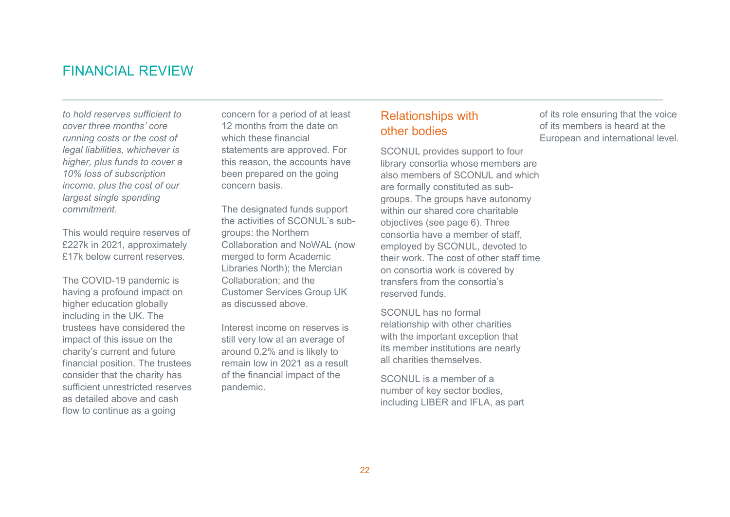# FINANCIAL REVIEW

*to hold reserves sufficient to cover three months' core running costs or the cost of legal liabilities, whichever is higher, plus funds to cover a 10% loss of subscription income, plus the cost of our largest single spending commitment*.

This would require reserves of £227k in 2021, approximately £17k below current reserves.

The COVID-19 pandemic is having a profound impact on higher education globally including in the UK. The trustees have considered the impact of this issue on the charity's current and future financial position. The trustees consider that the charity has sufficient unrestricted reserves as detailed above and cash flow to continue as a going concern for a period of at least 12 months from the date on which these financial statements are approved. For this reason, the accounts have been prepared on the going concern basis.

The designated funds support the activities of SCONUL's sub-groups: the Northern Collaboration and NoWAL (now merged to form Academic Libraries North); the Mercian Collaboration; and the Customer Services Group UK as discussed above.

Interest income on reserves is still very low at an average of around 0.2% and is likely to remain low in 2021 as a result of the financial impact of the pandemic.

## Relationships with other bodies

SCONUL provides support to four library consortia whose members are also members of SCONUL and which are formally constituted as sub-groups. The groups have autonomy within our shared core charitable objectives (see page 6). Three consortia have a member of staff, employed by SCONUL, devoted to their work. The cost of other staff time on consortia work is covered by transfers from the consortia's reserved funds.

SCONUL has no formal relationship with other charities with the important exception that its member institutions are nearly all charities themselves.

SCONUL is a member of a number of key sector bodies, including LIBER and IFLA, as part of its role ensuring that the voice of its members is heard at the European and international level.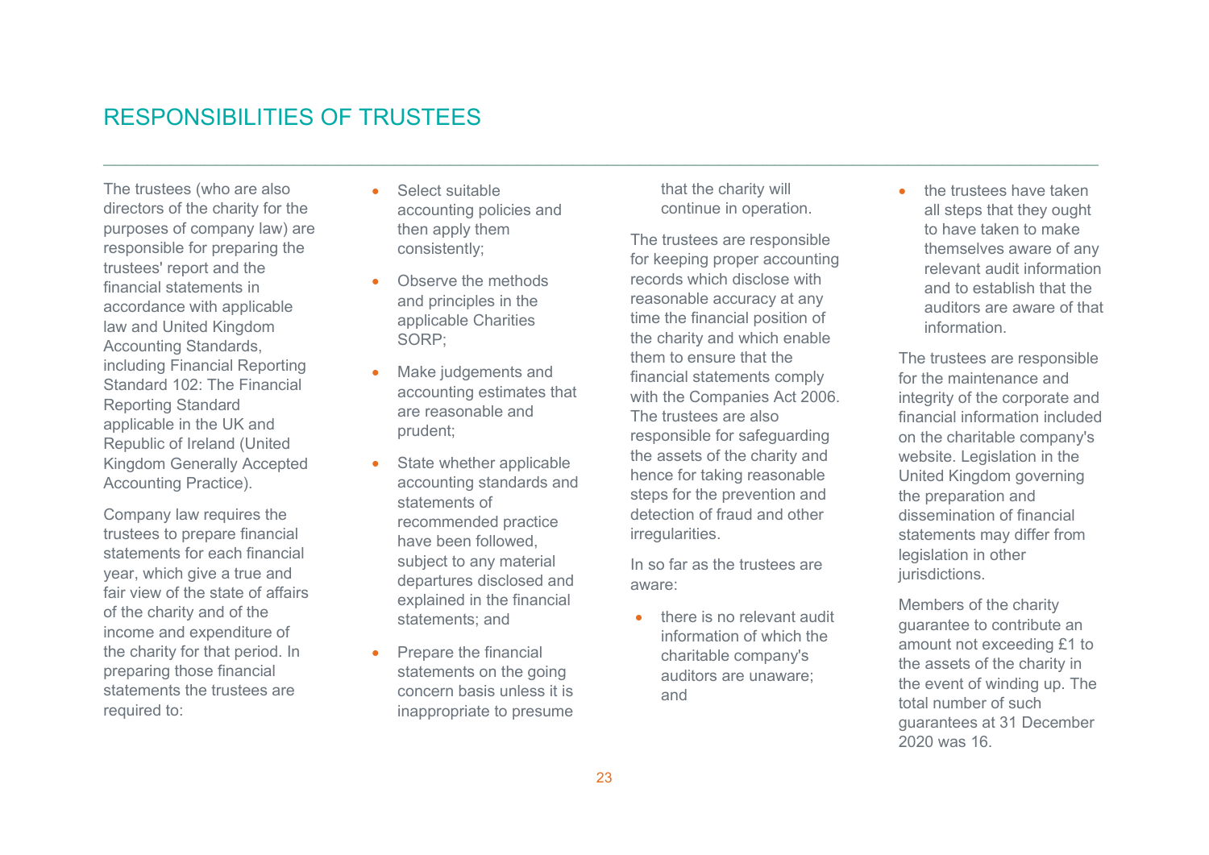# RESPONSIBILITIES OF TRUSTEES

The trustees (who are also directors of the charity for the purposes of company law) are responsible for preparing the trustees' report and the financial statements in accordance with applicable law and United Kingdom Accounting Standards, including Financial Reporting Standard 102: The Financial Reporting Standard applicable in the UK and Republic of Ireland (United Kingdom Generally Accepted Accounting Practice).

Company law requires the trustees to prepare financial statements for each financial year, which give a true and fair view of the state of affairs of the charity and of the income and expenditure of the charity for that period. In preparing those financial statements the trustees are required to:

- Select suitable accounting policies and then apply them consistently;
- Observe the methods and principles in the applicable Charities SORP;
- Make judgements and accounting estimates that are reasonable and prudent;
- State whether applicable accounting standards and statements of recommended practice have been followed, subject to any material departures disclosed and explained in the financial statements; and
- Prepare the financial statements on the going concern basis unless it is inappropriate to presume that the charity will continue in operation.

The trustees are responsible for keeping proper accounting records which disclose with reasonable accuracy at any time the financial position of the charity and which enable them to ensure that the financial statements comply with the Companies Act 2006. The trustees are also responsible for safeguarding the assets of the charity and hence for taking reasonable steps for the prevention and detection of fraud and other irregularities.

In so far as the trustees are aware:

- there is no relevant audit information of which the charitable company's auditors are unaware; and
- the trustees have taken all steps that they ought to have taken to make themselves aware of any relevant audit information and to establish that the auditors are aware of that information.

The trustees are responsible for the maintenance and integrity of the corporate and financial information included on the charitable company's website. Legislation in the United Kingdom governing the preparation and dissemination of financial statements may differ from legislation in other jurisdictions.

Members of the charity guarantee to contribute an amount not exceeding £1 to the assets of the charity in the event of winding up. The total number of such guarantees at 31 December 2020 was 16.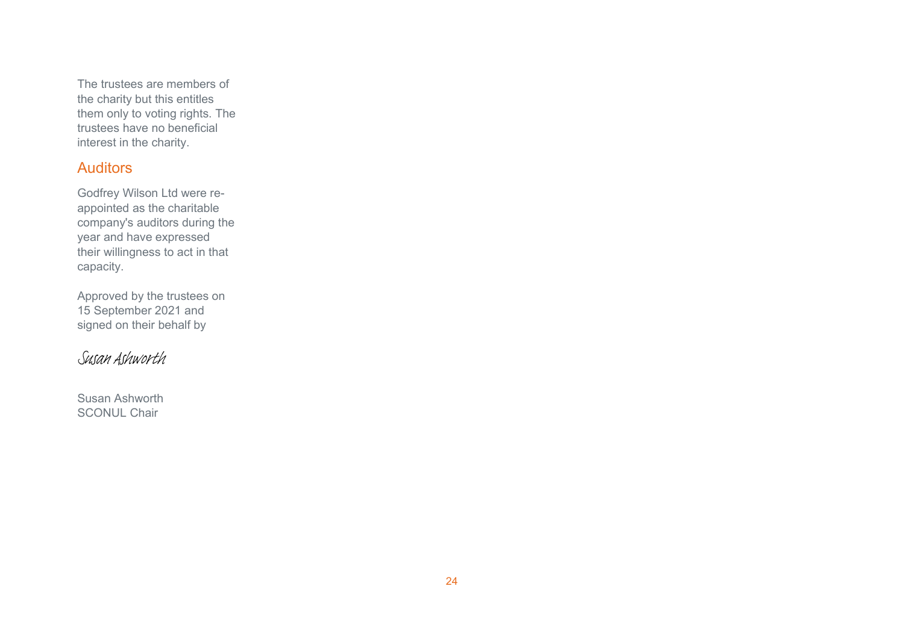The trustees are members of the charity but this entitles them only to voting rights. The trustees have no beneficial interest in the charity.

## Auditors

Godfrey Wilson Ltd were re-appointed as the charitable company's auditors during the year and have expressed their willingness to act in that capacity.

Approved by the trustees on 15 September 2021 and signed on their behalf by

*Susan Ashworth*

Susan Ashworth
SCONUL Chair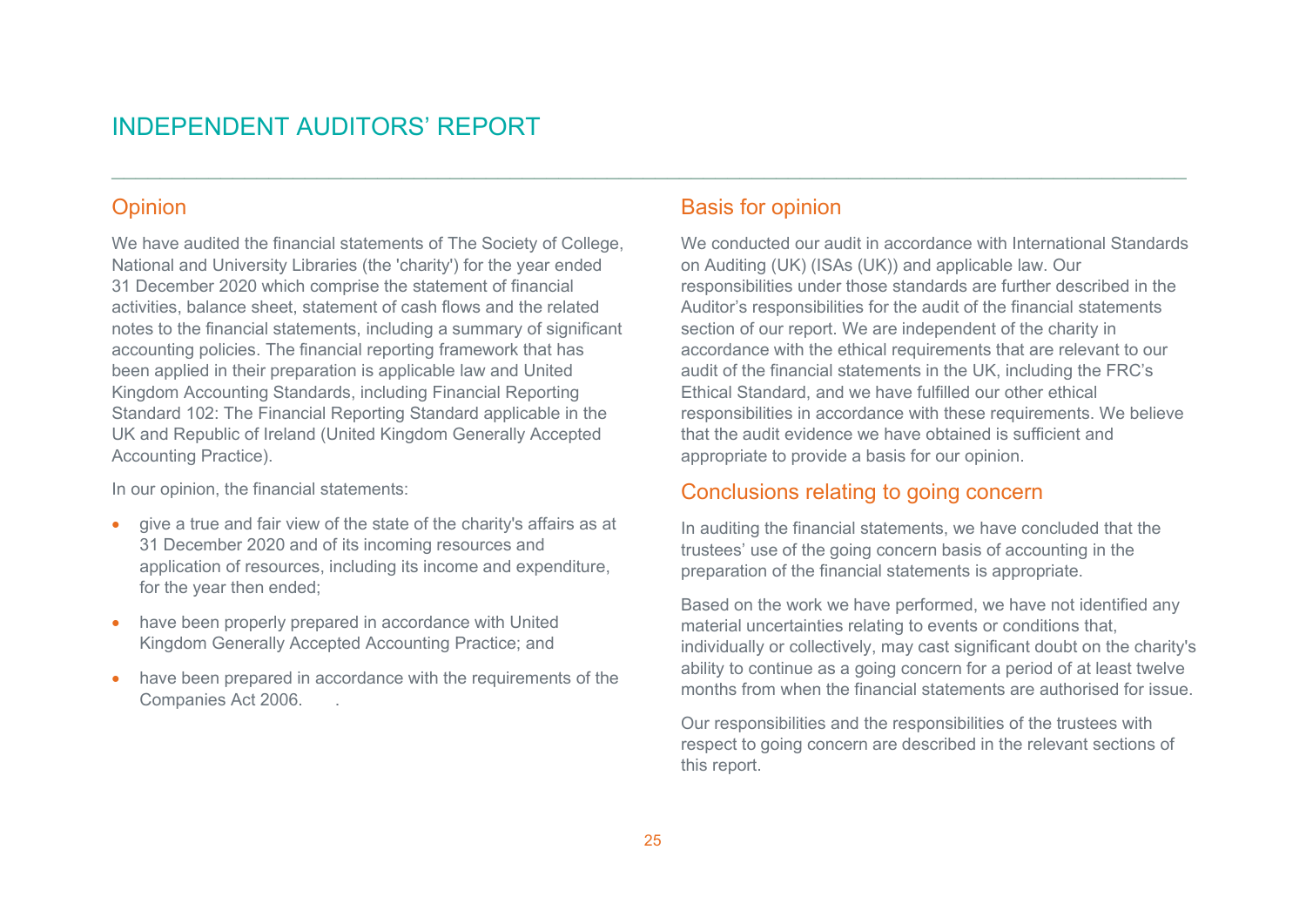# INDEPENDENT AUDITORS' REPORT

## Opinion

We have audited the financial statements of The Society of College, National and University Libraries (the 'charity') for the year ended 31 December 2020 which comprise the statement of financial activities, balance sheet, statement of cash flows and the related notes to the financial statements, including a summary of significant accounting policies. The financial reporting framework that has been applied in their preparation is applicable law and United Kingdom Accounting Standards, including Financial Reporting Standard 102: The Financial Reporting Standard applicable in the UK and Republic of Ireland (United Kingdom Generally Accepted Accounting Practice).

In our opinion, the financial statements:

- give a true and fair view of the state of the charity's affairs as at 31 December 2020 and of its incoming resources and application of resources, including its income and expenditure, for the year then ended;
- have been properly prepared in accordance with United Kingdom Generally Accepted Accounting Practice; and
- have been prepared in accordance with the requirements of the Companies Act 2006.

## Basis for opinion

We conducted our audit in accordance with International Standards on Auditing (UK) (ISAs (UK)) and applicable law. Our responsibilities under those standards are further described in the Auditor's responsibilities for the audit of the financial statements section of our report. We are independent of the charity in accordance with the ethical requirements that are relevant to our audit of the financial statements in the UK, including the FRC's Ethical Standard, and we have fulfilled our other ethical responsibilities in accordance with these requirements. We believe that the audit evidence we have obtained is sufficient and appropriate to provide a basis for our opinion.

## Conclusions relating to going concern

In auditing the financial statements, we have concluded that the trustees' use of the going concern basis of accounting in the preparation of the financial statements is appropriate.

Based on the work we have performed, we have not identified any material uncertainties relating to events or conditions that, individually or collectively, may cast significant doubt on the charity's ability to continue as a going concern for a period of at least twelve months from when the financial statements are authorised for issue.

Our responsibilities and the responsibilities of the trustees with respect to going concern are described in the relevant sections of this report.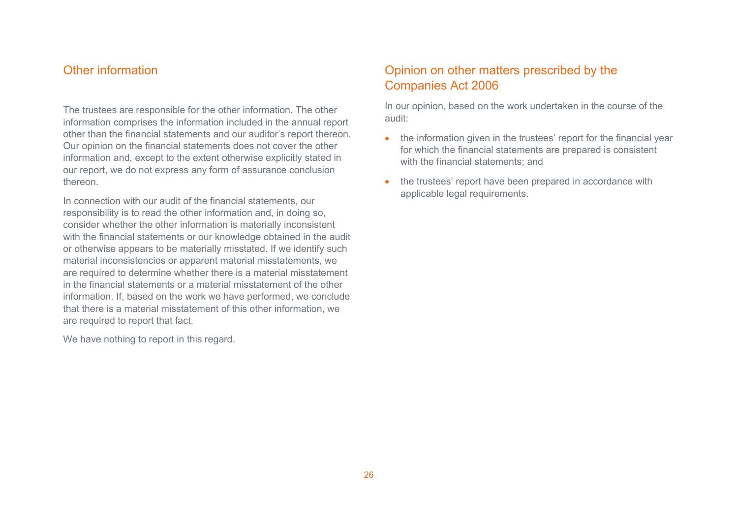## Other information

The trustees are responsible for the other information. The other information comprises the information included in the annual report other than the financial statements and our auditor's report thereon. Our opinion on the financial statements does not cover the other information and, except to the extent otherwise explicitly stated in our report, we do not express any form of assurance conclusion thereon.

In connection with our audit of the financial statements, our responsibility is to read the other information and, in doing so, consider whether the other information is materially inconsistent with the financial statements or our knowledge obtained in the audit or otherwise appears to be materially misstated. If we identify such material inconsistencies or apparent material misstatements, we are required to determine whether there is a material misstatement in the financial statements or a material misstatement of the other information. If, based on the work we have performed, we conclude that there is a material misstatement of this other information, we are required to report that fact.

We have nothing to report in this regard.

## Opinion on other matters prescribed by the Companies Act 2006

In our opinion, based on the work undertaken in the course of the audit:

- the information given in the trustees' report for the financial year for which the financial statements are prepared is consistent with the financial statements; and
- the trustees' report have been prepared in accordance with applicable legal requirements.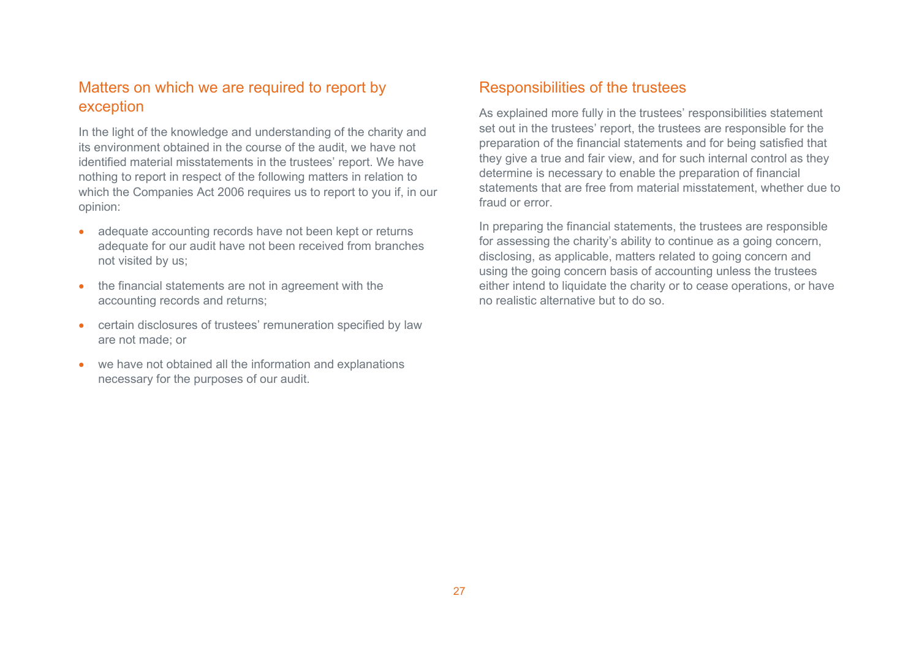## Matters on which we are required to report by exception

In the light of the knowledge and understanding of the charity and its environment obtained in the course of the audit, we have not identified material misstatements in the trustees' report. We have nothing to report in respect of the following matters in relation to which the Companies Act 2006 requires us to report to you if, in our opinion:

- adequate accounting records have not been kept or returns adequate for our audit have not been received from branches not visited by us;
- the financial statements are not in agreement with the accounting records and returns;
- certain disclosures of trustees' remuneration specified by law are not made; or
- we have not obtained all the information and explanations necessary for the purposes of our audit.

## Responsibilities of the trustees

As explained more fully in the trustees' responsibilities statement set out in the trustees' report, the trustees are responsible for the preparation of the financial statements and for being satisfied that they give a true and fair view, and for such internal control as they determine is necessary to enable the preparation of financial statements that are free from material misstatement, whether due to fraud or error.

In preparing the financial statements, the trustees are responsible for assessing the charity's ability to continue as a going concern, disclosing, as applicable, matters related to going concern and using the going concern basis of accounting unless the trustees either intend to liquidate the charity or to cease operations, or have no realistic alternative but to do so.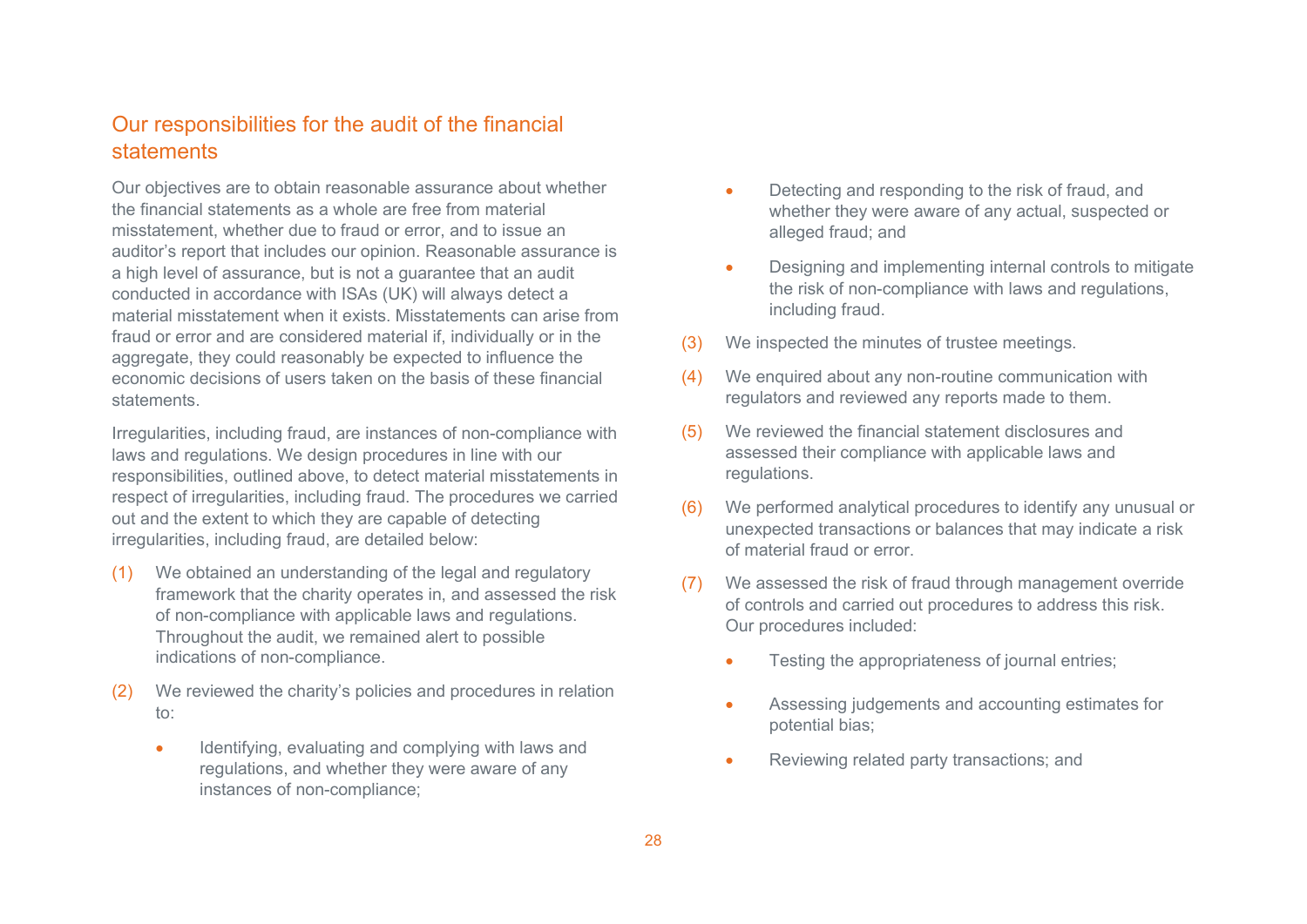## Our responsibilities for the audit of the financial statements

Our objectives are to obtain reasonable assurance about whether the financial statements as a whole are free from material misstatement, whether due to fraud or error, and to issue an auditor's report that includes our opinion. Reasonable assurance is a high level of assurance, but is not a guarantee that an audit conducted in accordance with ISAs (UK) will always detect a material misstatement when it exists. Misstatements can arise from fraud or error and are considered material if, individually or in the aggregate, they could reasonably be expected to influence the economic decisions of users taken on the basis of these financial statements.

Irregularities, including fraud, are instances of non-compliance with laws and regulations. We design procedures in line with our responsibilities, outlined above, to detect material misstatements in respect of irregularities, including fraud. The procedures we carried out and the extent to which they are capable of detecting irregularities, including fraud, are detailed below:

(1) We obtained an understanding of the legal and regulatory framework that the charity operates in, and assessed the risk of non-compliance with applicable laws and regulations. Throughout the audit, we remained alert to possible indications of non-compliance.

(2) We reviewed the charity's policies and procedures in relation to:

- Identifying, evaluating and complying with laws and regulations, and whether they were aware of any instances of non-compliance;
- Detecting and responding to the risk of fraud, and whether they were aware of any actual, suspected or alleged fraud; and
- Designing and implementing internal controls to mitigate the risk of non-compliance with laws and regulations, including fraud.

(3) We inspected the minutes of trustee meetings.

(4) We enquired about any non-routine communication with regulators and reviewed any reports made to them.

(5) We reviewed the financial statement disclosures and assessed their compliance with applicable laws and regulations.

(6) We performed analytical procedures to identify any unusual or unexpected transactions or balances that may indicate a risk of material fraud or error.

(7) We assessed the risk of fraud through management override of controls and carried out procedures to address this risk. Our procedures included:

- Testing the appropriateness of journal entries;
- Assessing judgements and accounting estimates for potential bias;
- Reviewing related party transactions; and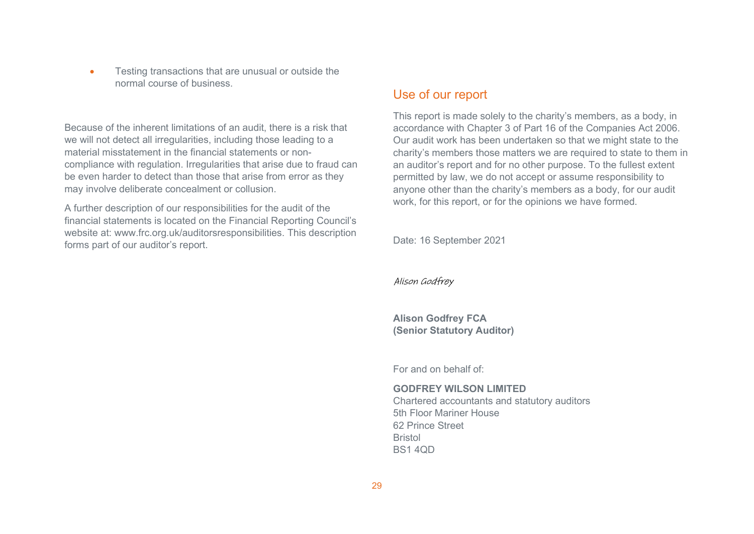- Testing transactions that are unusual or outside the normal course of business.

Because of the inherent limitations of an audit, there is a risk that we will not detect all irregularities, including those leading to a material misstatement in the financial statements or non-compliance with regulation. Irregularities that arise due to fraud can be even harder to detect than those that arise from error as they may involve deliberate concealment or collusion.

A further description of our responsibilities for the audit of the financial statements is located on the Financial Reporting Council's website at: www.frc.org.uk/auditorsresponsibilities. This description forms part of our auditor's report.

## Use of our report

This report is made solely to the charity's members, as a body, in accordance with Chapter 3 of Part 16 of the Companies Act 2006. Our audit work has been undertaken so that we might state to the charity's members those matters we are required to state to them in an auditor's report and for no other purpose. To the fullest extent permitted by law, we do not accept or assume responsibility to anyone other than the charity's members as a body, for our audit work, for this report, or for the opinions we have formed.

Date: 16 September 2021

*Alison Godfrey*

**Alison Godfrey FCA**
**(Senior Statutory Auditor)**

For and on behalf of:

**GODFREY WILSON LIMITED**
Chartered accountants and statutory auditors
5th Floor Mariner House
62 Prince Street
Bristol
BS1 4QD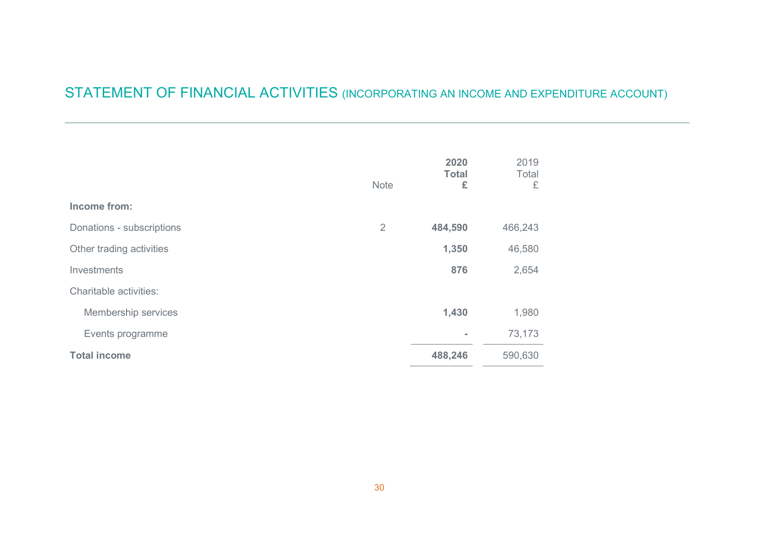# STATEMENT OF FINANCIAL ACTIVITIES (INCORPORATING AN INCOME AND EXPENDITURE ACCOUNT)

| | Note | **2020 Total £** | 2019 Total £ |
|---|---|---|---|
| **Income from:** | | | |
| Donations - subscriptions | 2 | **484,590** | 466,243 |
| Other trading activities | | **1,350** | 46,580 |
| Investments | | **876** | 2,654 |
| Charitable activities: | | | |
| Membership services | | **1,430** | 1,980 |
| Events programme | | **-** | 73,173 |
| **Total income** | | **488,246** | 590,630 |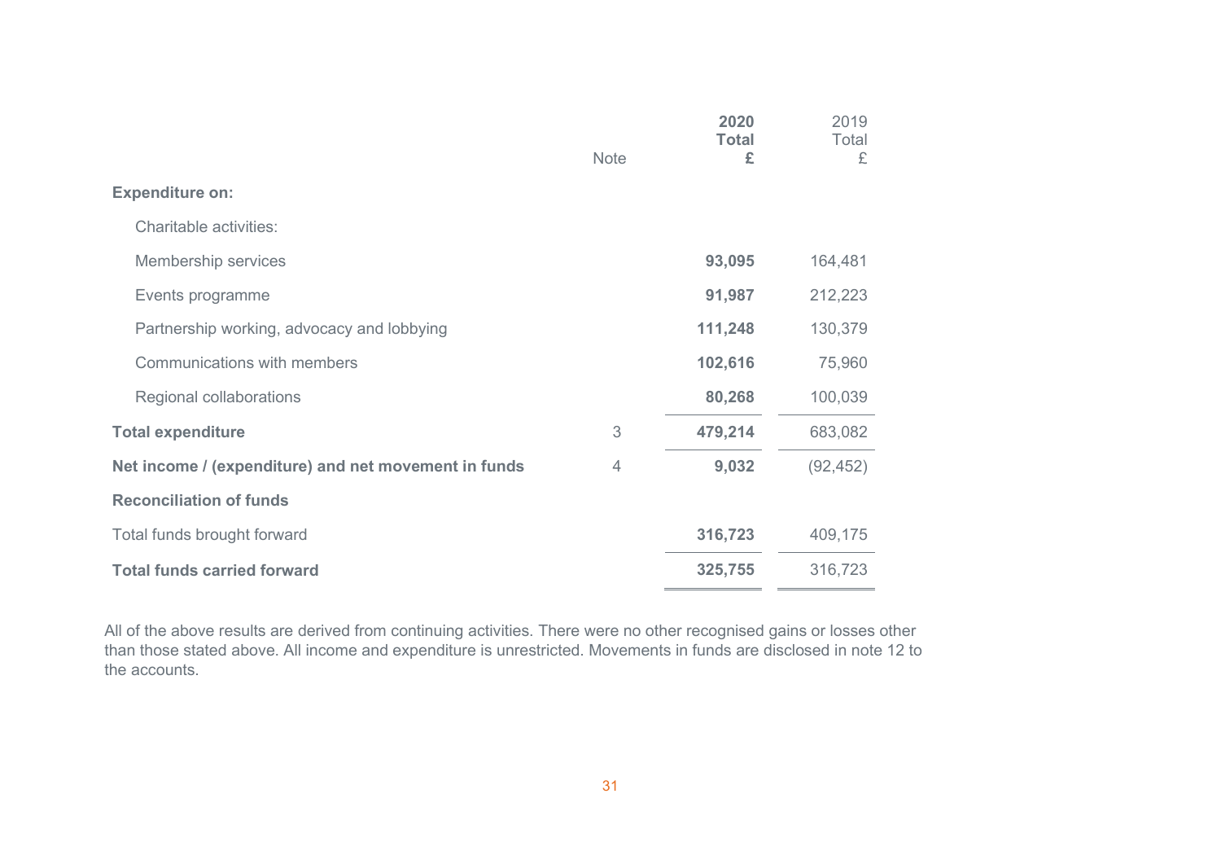| | Note | **2020 Total £** | 2019 Total £ |
|---|---|---|---|
| **Expenditure on:** | | | |
| Charitable activities: | | | |
| Membership services | | **93,095** | 164,481 |
| Events programme | | **91,987** | 212,223 |
| Partnership working, advocacy and lobbying | | **111,248** | 130,379 |
| Communications with members | | **102,616** | 75,960 |
| Regional collaborations | | **80,268** | 100,039 |
| **Total expenditure** | 3 | **479,214** | 683,082 |
| **Net income / (expenditure) and net movement in funds** | 4 | **9,032** | (92,452) |
| **Reconciliation of funds** | | | |
| Total funds brought forward | | **316,723** | 409,175 |
| **Total funds carried forward** | | **325,755** | 316,723 |

All of the above results are derived from continuing activities. There were no other recognised gains or losses other than those stated above. All income and expenditure is unrestricted. Movements in funds are disclosed in note 12 to the accounts.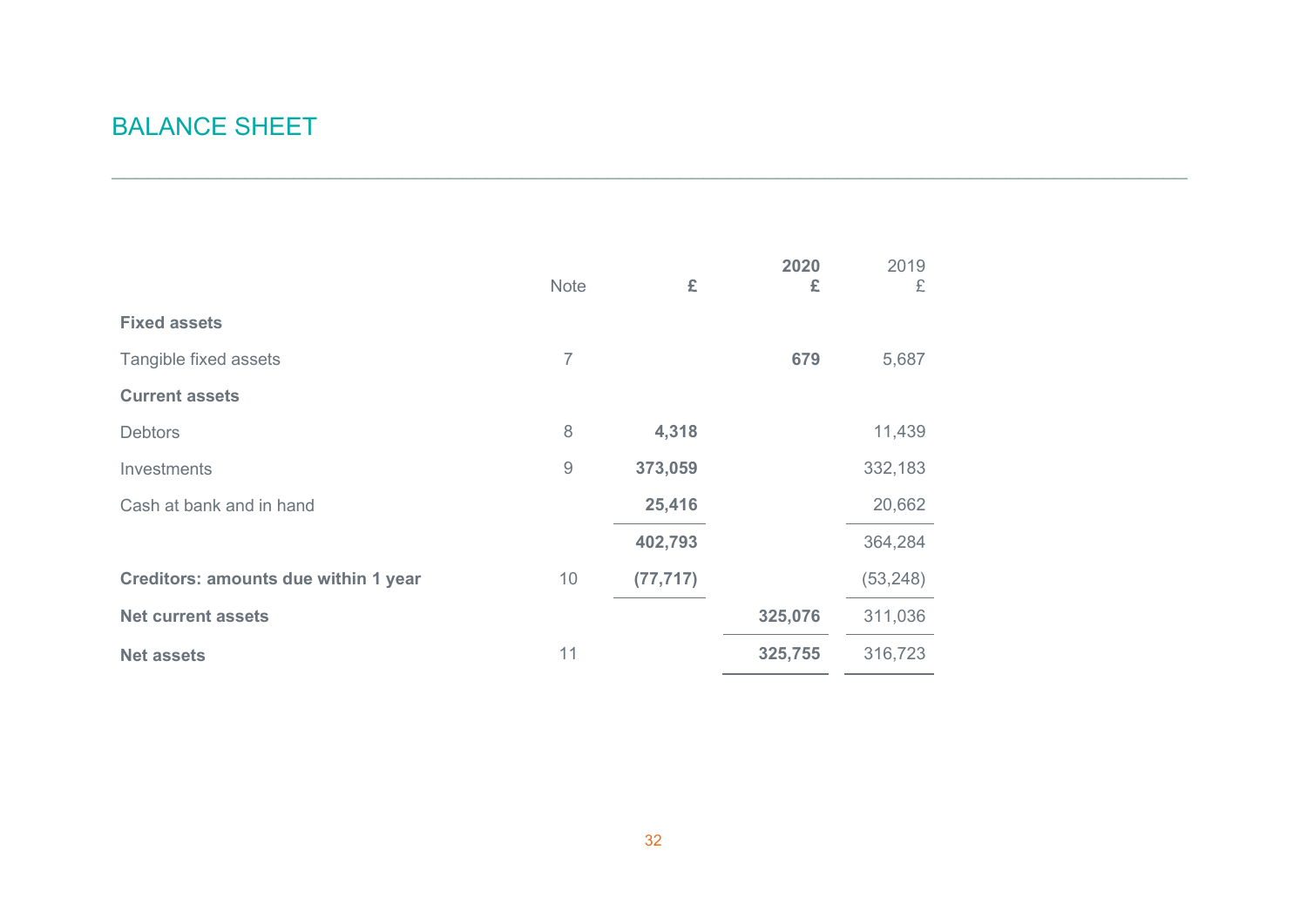# BALANCE SHEET

| | Note | £ | 2020<br>£ | 2019<br>£ |
|---|---|---|---|---|
| **Fixed assets** | | | | |
| Tangible fixed assets | 7 | | **679** | 5,687 |
| **Current assets** | | | | |
| Debtors | 8 | **4,318** | | 11,439 |
| Investments | 9 | **373,059** | | 332,183 |
| Cash at bank and in hand | | **25,416** | | 20,662 |
| | | **402,793** | | 364,284 |
| **Creditors: amounts due within 1 year** | 10 | **(77,717)** | | (53,248) |
| **Net current assets** | | | **325,076** | 311,036 |
| **Net assets** | 11 | | **325,755** | 316,723 |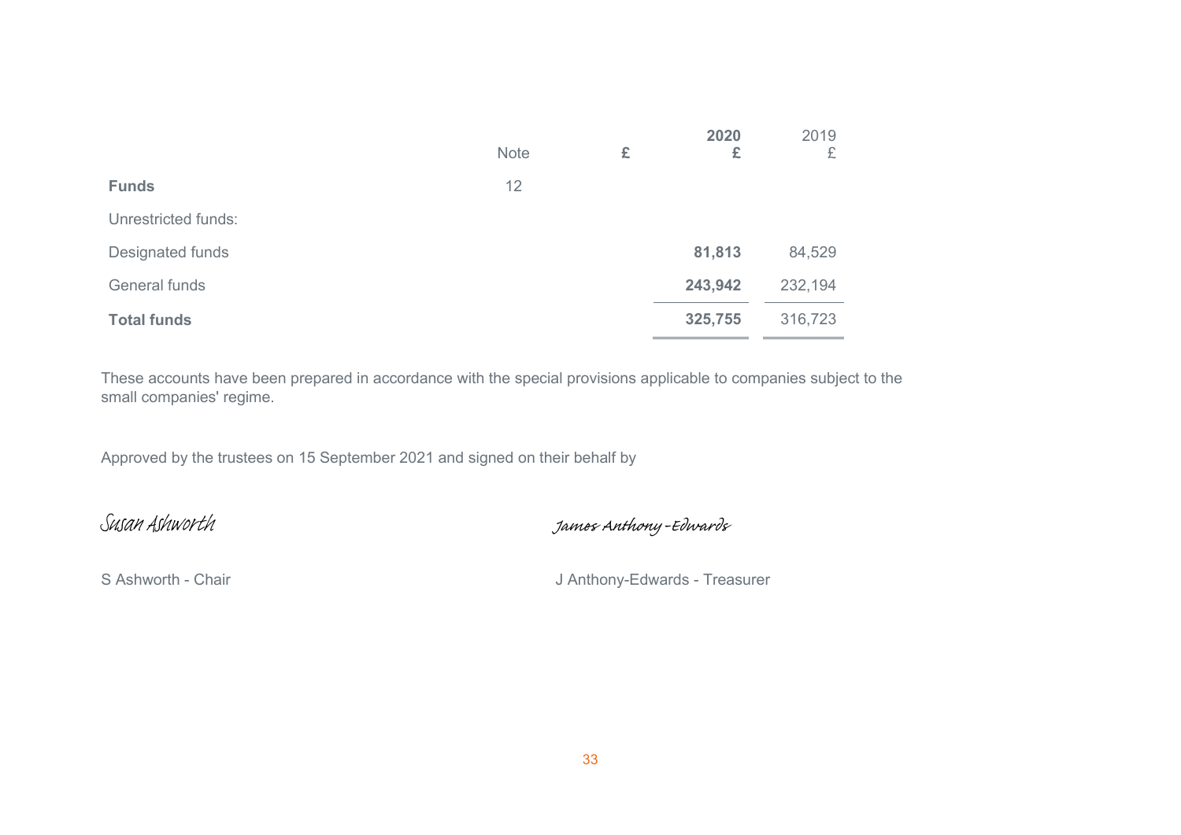| | Note | £ | 2020 £ | 2019 £ |
|---|---|---|---|---|
| **Funds** | 12 | | | |
| Unrestricted funds: | | | | |
| Designated funds | | | **81,813** | 84,529 |
| General funds | | | **243,942** | 232,194 |
| **Total funds** | | | **325,755** | 316,723 |

These accounts have been prepared in accordance with the special provisions applicable to companies subject to the small companies' regime.

Approved by the trustees on 15 September 2021 and signed on their behalf by

Susan Ashworth

S Ashworth - Chair

James Anthony-Edwards

J Anthony-Edwards - Treasurer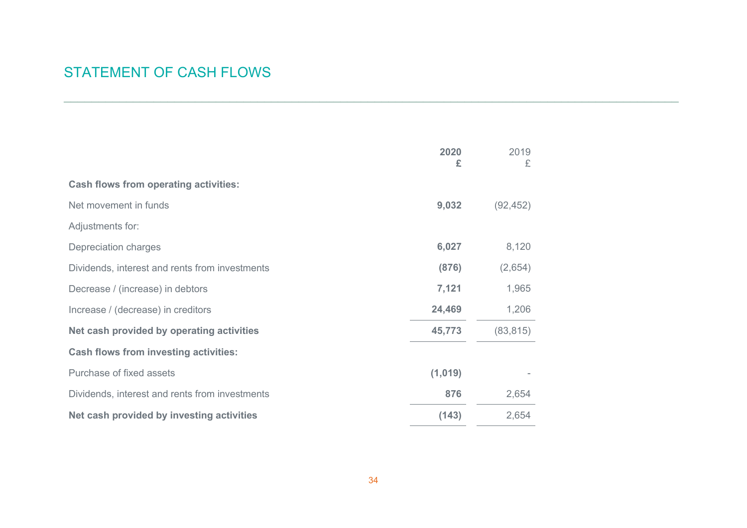# STATEMENT OF CASH FLOWS

| | 2020 £ | 2019 £ |
|---|---|---|
| **Cash flows from operating activities:** | | |
| Net movement in funds | **9,032** | (92,452) |
| Adjustments for: | | |
| Depreciation charges | **6,027** | 8,120 |
| Dividends, interest and rents from investments | **(876)** | (2,654) |
| Decrease / (increase) in debtors | **7,121** | 1,965 |
| Increase / (decrease) in creditors | **24,469** | 1,206 |
| **Net cash provided by operating activities** | **45,773** | (83,815) |
| **Cash flows from investing activities:** | | |
| Purchase of fixed assets | **(1,019)** | - |
| Dividends, interest and rents from investments | **876** | 2,654 |
| **Net cash provided by investing activities** | **(143)** | 2,654 |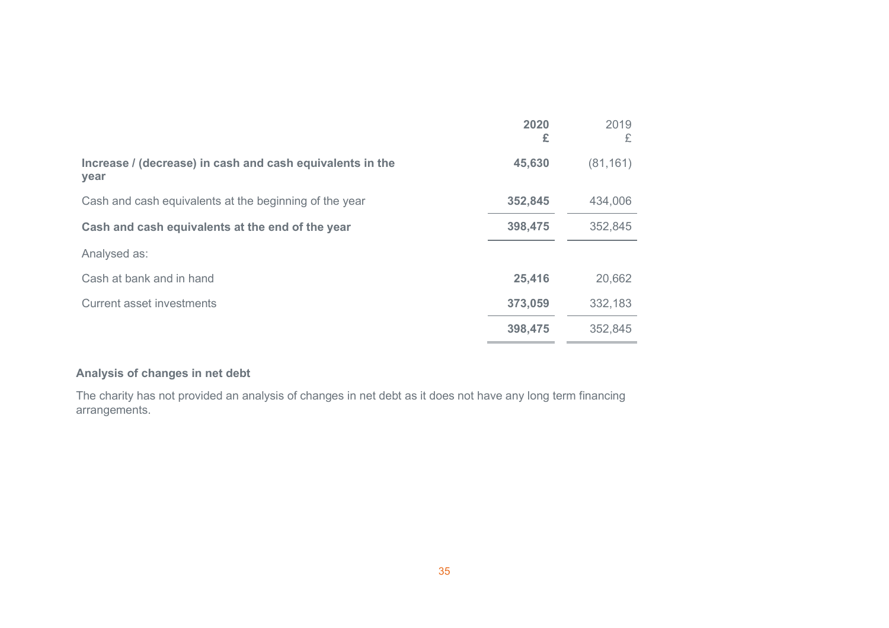| | 2020<br>£ | 2019<br>£ |
|---|---|---|
| **Increase / (decrease) in cash and cash equivalents in the year** | **45,630** | (81,161) |
| Cash and cash equivalents at the beginning of the year | **352,845** | 434,006 |
| **Cash and cash equivalents at the end of the year** | **398,475** | 352,845 |
| Analysed as: | | |
| Cash at bank and in hand | **25,416** | 20,662 |
| Current asset investments | **373,059** | 332,183 |
| | **398,475** | 352,845 |

**Analysis of changes in net debt**

The charity has not provided an analysis of changes in net debt as it does not have any long term financing arrangements.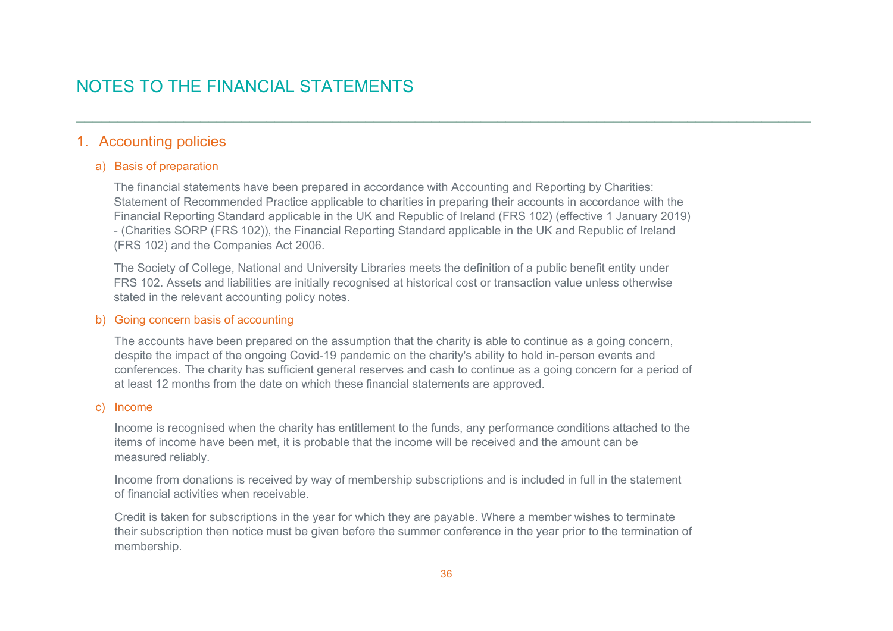# NOTES TO THE FINANCIAL STATEMENTS

## 1. Accounting policies

### a) Basis of preparation

The financial statements have been prepared in accordance with Accounting and Reporting by Charities: Statement of Recommended Practice applicable to charities in preparing their accounts in accordance with the Financial Reporting Standard applicable in the UK and Republic of Ireland (FRS 102) (effective 1 January 2019) - (Charities SORP (FRS 102)), the Financial Reporting Standard applicable in the UK and Republic of Ireland (FRS 102) and the Companies Act 2006.

The Society of College, National and University Libraries meets the definition of a public benefit entity under FRS 102. Assets and liabilities are initially recognised at historical cost or transaction value unless otherwise stated in the relevant accounting policy notes.

### b) Going concern basis of accounting

The accounts have been prepared on the assumption that the charity is able to continue as a going concern, despite the impact of the ongoing Covid-19 pandemic on the charity's ability to hold in-person events and conferences. The charity has sufficient general reserves and cash to continue as a going concern for a period of at least 12 months from the date on which these financial statements are approved.

### c) Income

Income is recognised when the charity has entitlement to the funds, any performance conditions attached to the items of income have been met, it is probable that the income will be received and the amount can be measured reliably.

Income from donations is received by way of membership subscriptions and is included in full in the statement of financial activities when receivable.

Credit is taken for subscriptions in the year for which they are payable. Where a member wishes to terminate their subscription then notice must be given before the summer conference in the year prior to the termination of membership.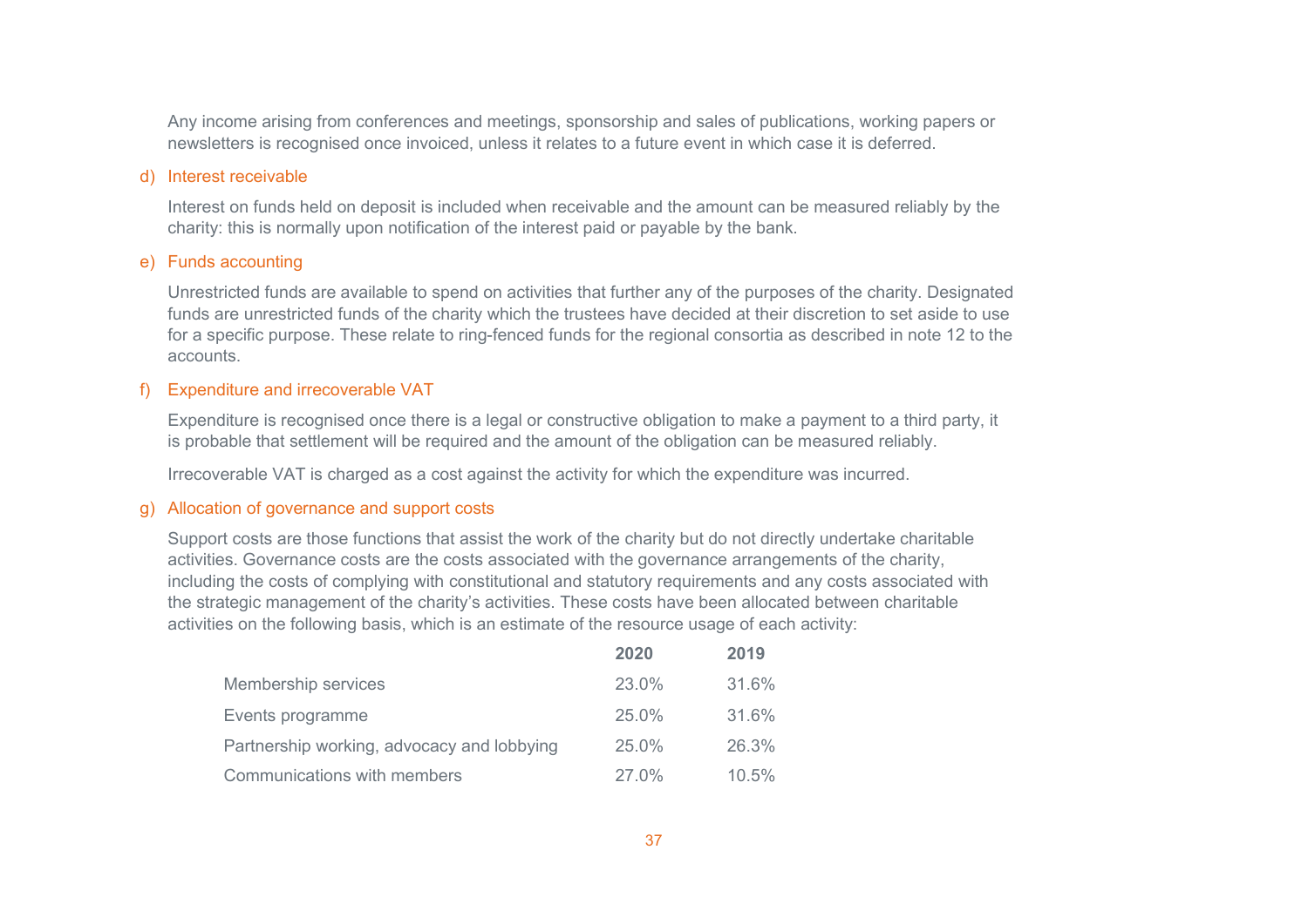Any income arising from conferences and meetings, sponsorship and sales of publications, working papers or newsletters is recognised once invoiced, unless it relates to a future event in which case it is deferred.

d) Interest receivable

Interest on funds held on deposit is included when receivable and the amount can be measured reliably by the charity: this is normally upon notification of the interest paid or payable by the bank.

e) Funds accounting

Unrestricted funds are available to spend on activities that further any of the purposes of the charity. Designated funds are unrestricted funds of the charity which the trustees have decided at their discretion to set aside to use for a specific purpose. These relate to ring-fenced funds for the regional consortia as described in note 12 to the accounts.

f) Expenditure and irrecoverable VAT

Expenditure is recognised once there is a legal or constructive obligation to make a payment to a third party, it is probable that settlement will be required and the amount of the obligation can be measured reliably.

Irrecoverable VAT is charged as a cost against the activity for which the expenditure was incurred.

g) Allocation of governance and support costs

Support costs are those functions that assist the work of the charity but do not directly undertake charitable activities. Governance costs are the costs associated with the governance arrangements of the charity, including the costs of complying with constitutional and statutory requirements and any costs associated with the strategic management of the charity's activities. These costs have been allocated between charitable activities on the following basis, which is an estimate of the resource usage of each activity:

| | **2020** | **2019** |
|---|---|---|
| Membership services | 23.0% | 31.6% |
| Events programme | 25.0% | 31.6% |
| Partnership working, advocacy and lobbying | 25.0% | 26.3% |
| Communications with members | 27.0% | 10.5% |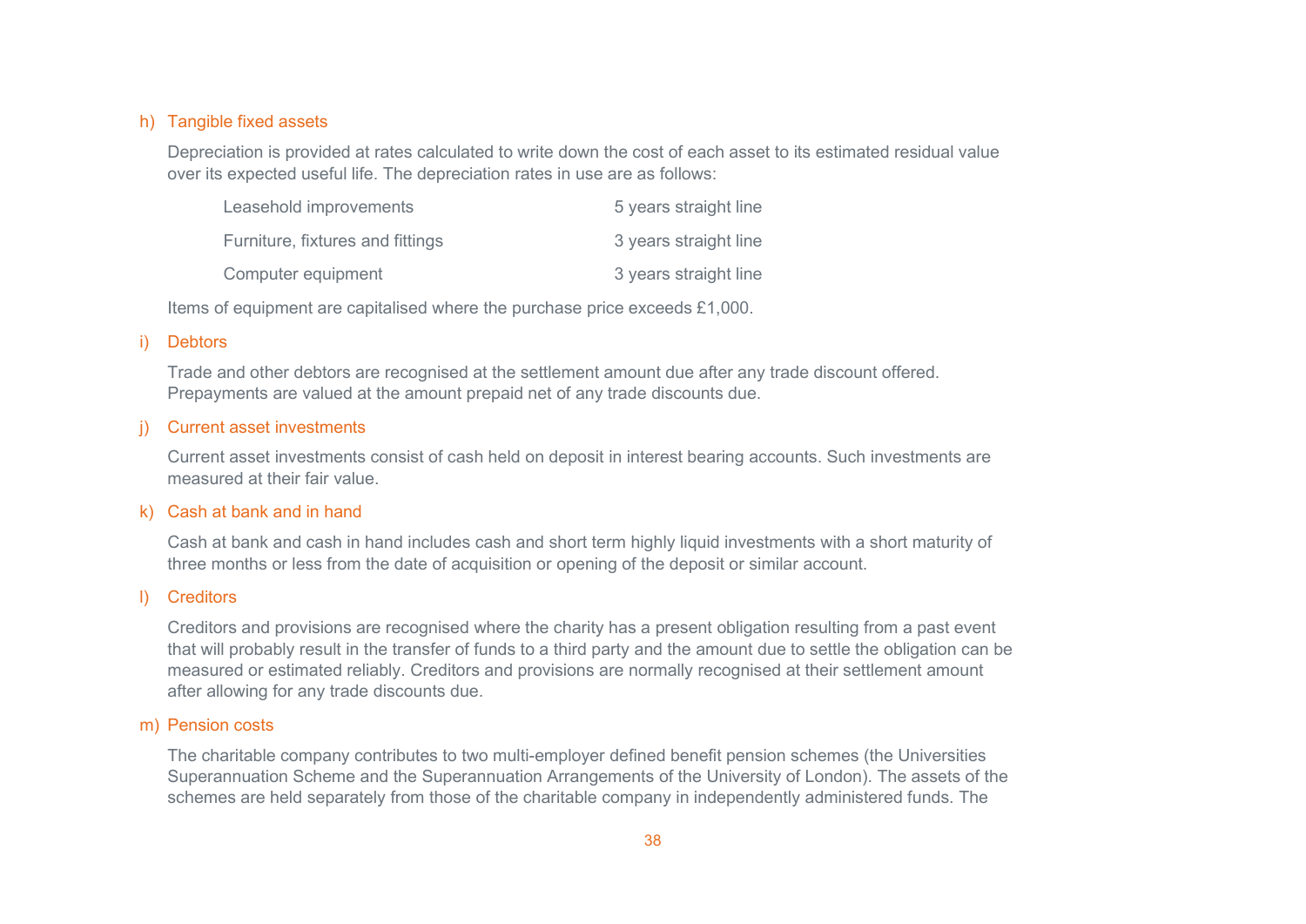### h) Tangible fixed assets

Depreciation is provided at rates calculated to write down the cost of each asset to its estimated residual value over its expected useful life. The depreciation rates in use are as follows:

| | |
|---|---|
| Leasehold improvements | 5 years straight line |
| Furniture, fixtures and fittings | 3 years straight line |
| Computer equipment | 3 years straight line |

Items of equipment are capitalised where the purchase price exceeds £1,000.

### i) Debtors

Trade and other debtors are recognised at the settlement amount due after any trade discount offered. Prepayments are valued at the amount prepaid net of any trade discounts due.

### j) Current asset investments

Current asset investments consist of cash held on deposit in interest bearing accounts. Such investments are measured at their fair value.

### k) Cash at bank and in hand

Cash at bank and cash in hand includes cash and short term highly liquid investments with a short maturity of three months or less from the date of acquisition or opening of the deposit or similar account.

### l) Creditors

Creditors and provisions are recognised where the charity has a present obligation resulting from a past event that will probably result in the transfer of funds to a third party and the amount due to settle the obligation can be measured or estimated reliably. Creditors and provisions are normally recognised at their settlement amount after allowing for any trade discounts due.

### m) Pension costs

The charitable company contributes to two multi-employer defined benefit pension schemes (the Universities Superannuation Scheme and the Superannuation Arrangements of the University of London). The assets of the schemes are held separately from those of the charitable company in independently administered funds. The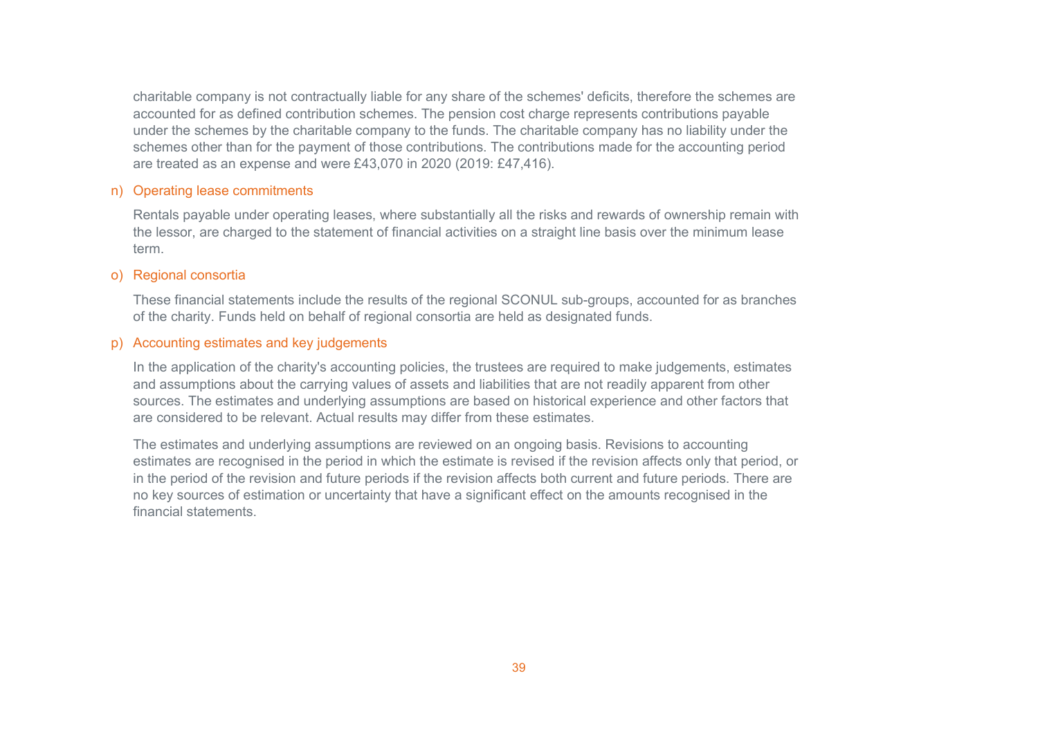charitable company is not contractually liable for any share of the schemes' deficits, therefore the schemes are accounted for as defined contribution schemes. The pension cost charge represents contributions payable under the schemes by the charitable company to the funds. The charitable company has no liability under the schemes other than for the payment of those contributions. The contributions made for the accounting period are treated as an expense and were £43,070 in 2020 (2019: £47,416).

### n) Operating lease commitments

Rentals payable under operating leases, where substantially all the risks and rewards of ownership remain with the lessor, are charged to the statement of financial activities on a straight line basis over the minimum lease term.

### o) Regional consortia

These financial statements include the results of the regional SCONUL sub-groups, accounted for as branches of the charity. Funds held on behalf of regional consortia are held as designated funds.

### p) Accounting estimates and key judgements

In the application of the charity's accounting policies, the trustees are required to make judgements, estimates and assumptions about the carrying values of assets and liabilities that are not readily apparent from other sources. The estimates and underlying assumptions are based on historical experience and other factors that are considered to be relevant. Actual results may differ from these estimates.

The estimates and underlying assumptions are reviewed on an ongoing basis. Revisions to accounting estimates are recognised in the period in which the estimate is revised if the revision affects only that period, or in the period of the revision and future periods if the revision affects both current and future periods. There are no key sources of estimation or uncertainty that have a significant effect on the amounts recognised in the financial statements.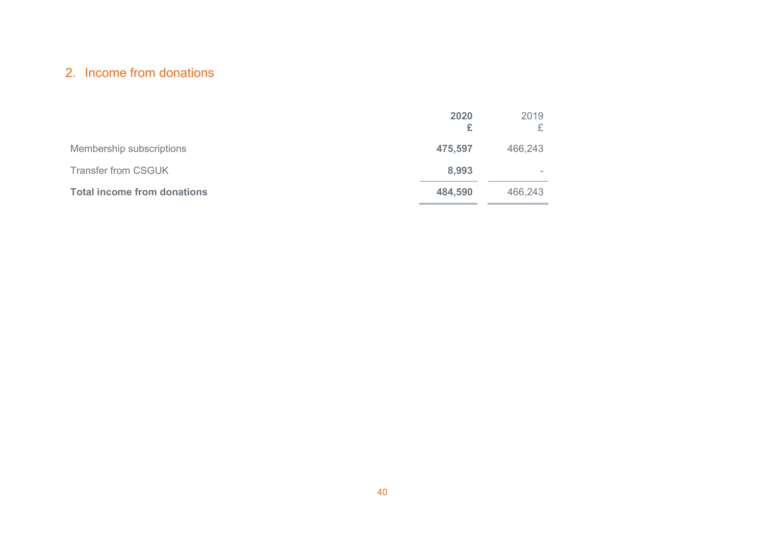## 2. Income from donations

| | 2020<br>£ | 2019<br>£ |
|---|---|---|
| Membership subscriptions | **475,597** | 466,243 |
| Transfer from CSGUK | **8,993** | - |
| **Total income from donations** | **484,590** | 466,243 |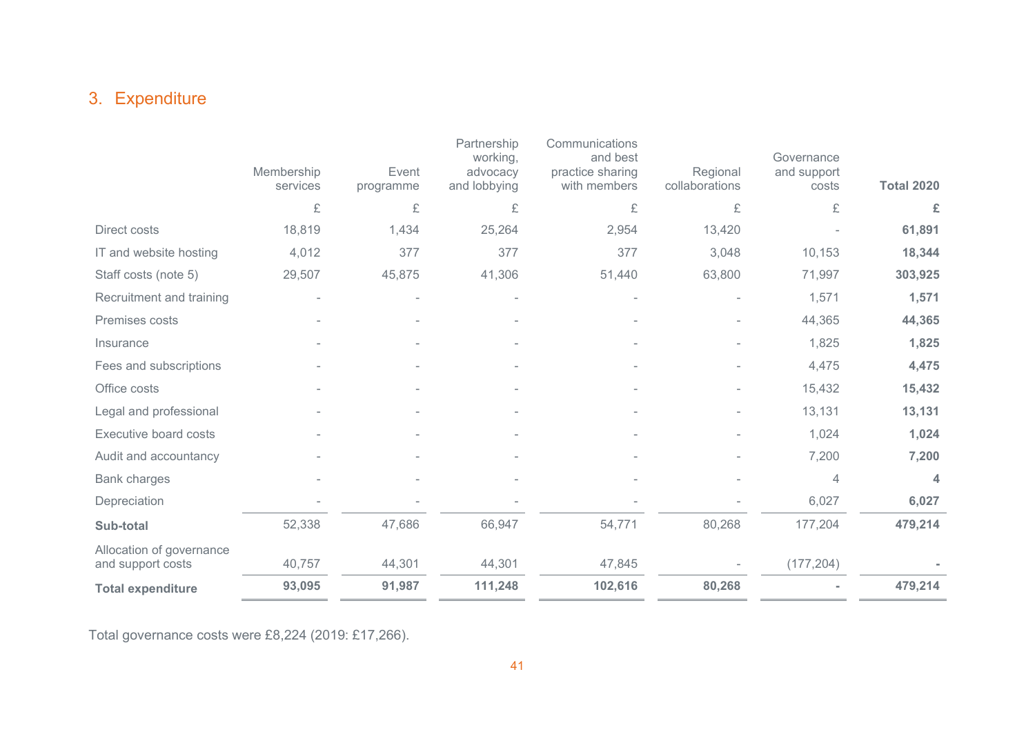## 3. Expenditure

| | Membership services | Event programme | Partnership working, advocacy and lobbying | Communications and best practice sharing with members | Regional collaborations | Governance and support costs | **Total 2020** |
|---|---|---|---|---|---|---|---|
| | £ | £ | £ | £ | £ | £ | **£** |
| Direct costs | 18,819 | 1,434 | 25,264 | 2,954 | 13,420 | - | **61,891** |
| IT and website hosting | 4,012 | 377 | 377 | 377 | 3,048 | 10,153 | **18,344** |
| Staff costs (note 5) | 29,507 | 45,875 | 41,306 | 51,440 | 63,800 | 71,997 | **303,925** |
| Recruitment and training | - | - | - | - | - | 1,571 | **1,571** |
| Premises costs | - | - | - | - | - | 44,365 | **44,365** |
| Insurance | - | - | - | - | - | 1,825 | **1,825** |
| Fees and subscriptions | - | - | - | - | - | 4,475 | **4,475** |
| Office costs | - | - | - | - | - | 15,432 | **15,432** |
| Legal and professional | - | - | - | - | - | 13,131 | **13,131** |
| Executive board costs | - | - | - | - | - | 1,024 | **1,024** |
| Audit and accountancy | - | - | - | - | - | 7,200 | **7,200** |
| Bank charges | - | - | - | - | - | 4 | **4** |
| Depreciation | - | - | - | - | - | 6,027 | **6,027** |
| **Sub-total** | 52,338 | 47,686 | 66,947 | 54,771 | 80,268 | 177,204 | **479,214** |
| Allocation of governance and support costs | 40,757 | 44,301 | 44,301 | 47,845 | - | (177,204) | **-** |
| **Total expenditure** | **93,095** | **91,987** | **111,248** | **102,616** | **80,268** | **-** | **479,214** |

Total governance costs were £8,224 (2019: £17,266).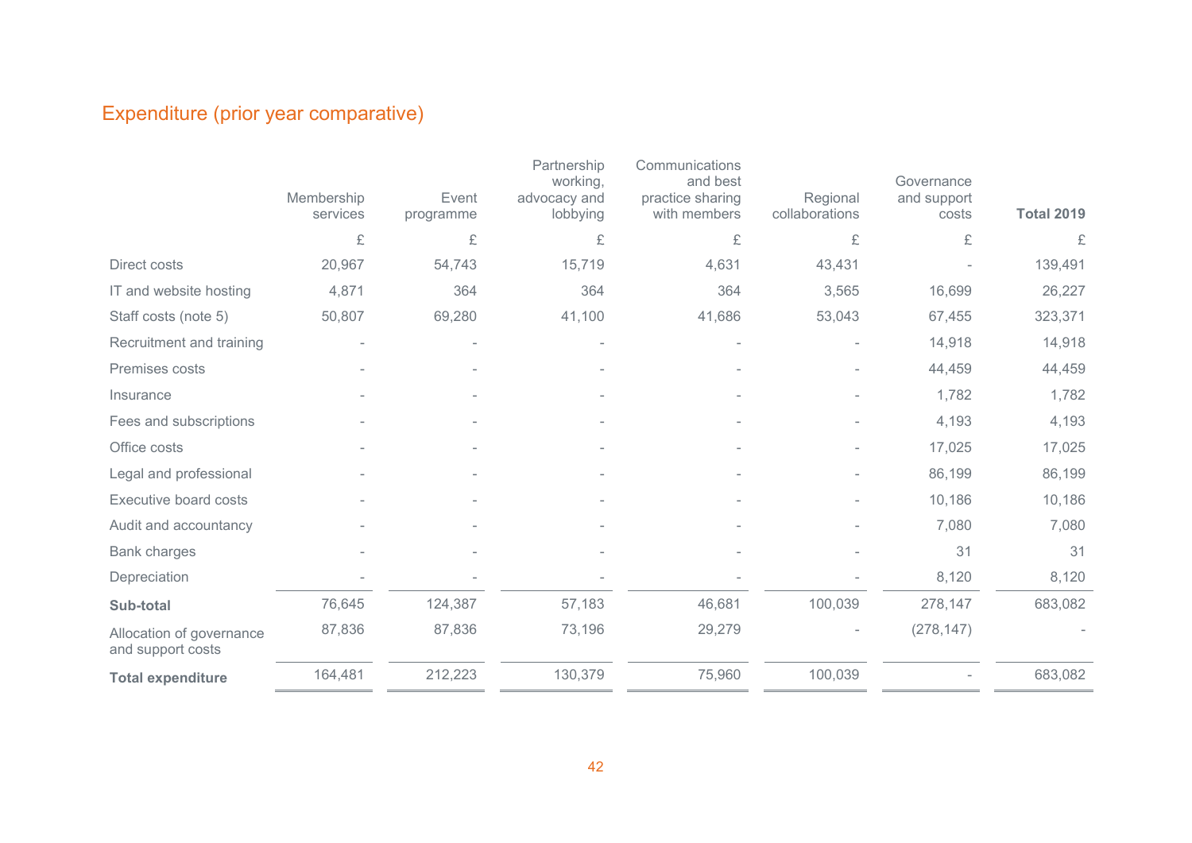## Expenditure (prior year comparative)

| | Membership services | Event programme | Partnership working, advocacy and lobbying | Communications and best practice sharing with members | Regional collaborations | Governance and support costs | **Total 2019** |
|---|---|---|---|---|---|---|---|
| | £ | £ | £ | £ | £ | £ | £ |
| Direct costs | 20,967 | 54,743 | 15,719 | 4,631 | 43,431 | - | 139,491 |
| IT and website hosting | 4,871 | 364 | 364 | 364 | 3,565 | 16,699 | 26,227 |
| Staff costs (note 5) | 50,807 | 69,280 | 41,100 | 41,686 | 53,043 | 67,455 | 323,371 |
| Recruitment and training | - | - | - | - | - | 14,918 | 14,918 |
| Premises costs | - | - | - | - | - | 44,459 | 44,459 |
| Insurance | - | - | - | - | - | 1,782 | 1,782 |
| Fees and subscriptions | - | - | - | - | - | 4,193 | 4,193 |
| Office costs | - | - | - | - | - | 17,025 | 17,025 |
| Legal and professional | - | - | - | - | - | 86,199 | 86,199 |
| Executive board costs | - | - | - | - | - | 10,186 | 10,186 |
| Audit and accountancy | - | - | - | - | - | 7,080 | 7,080 |
| Bank charges | - | - | - | - | - | 31 | 31 |
| Depreciation | - | - | - | - | - | 8,120 | 8,120 |
| **Sub-total** | 76,645 | 124,387 | 57,183 | 46,681 | 100,039 | 278,147 | 683,082 |
| Allocation of governance and support costs | 87,836 | 87,836 | 73,196 | 29,279 | - | (278,147) | - |
| **Total expenditure** | 164,481 | 212,223 | 130,379 | 75,960 | 100,039 | - | 683,082 |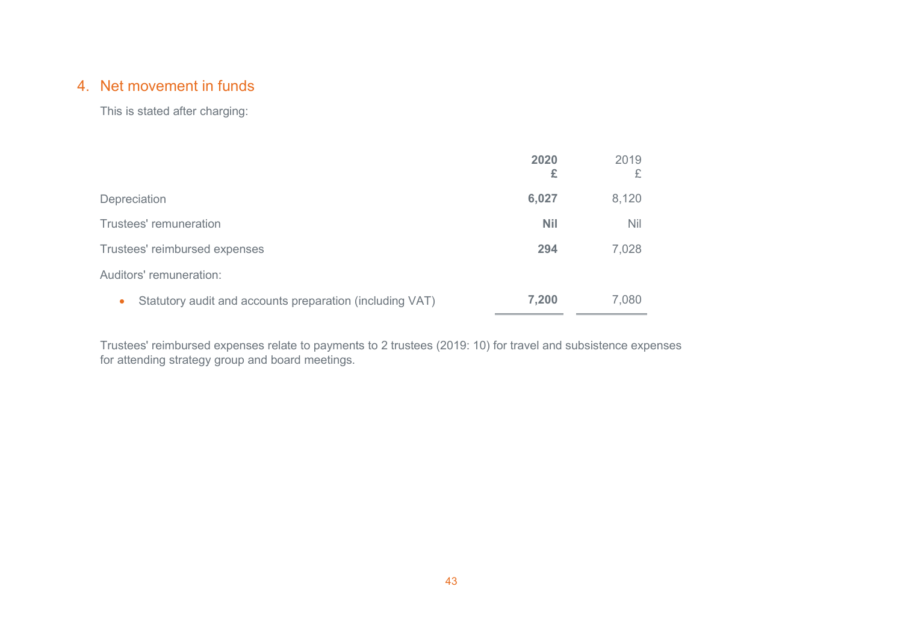## 4. Net movement in funds

This is stated after charging:

| | **2020** | 2019 |
|---|---|---|
| | **£** | £ |
| Depreciation | **6,027** | 8,120 |
| Trustees' remuneration | **Nil** | Nil |
| Trustees' reimbursed expenses | **294** | 7,028 |
| Auditors' remuneration: | | |
| • Statutory audit and accounts preparation (including VAT) | **7,200** | 7,080 |

Trustees' reimbursed expenses relate to payments to 2 trustees (2019: 10) for travel and subsistence expenses for attending strategy group and board meetings.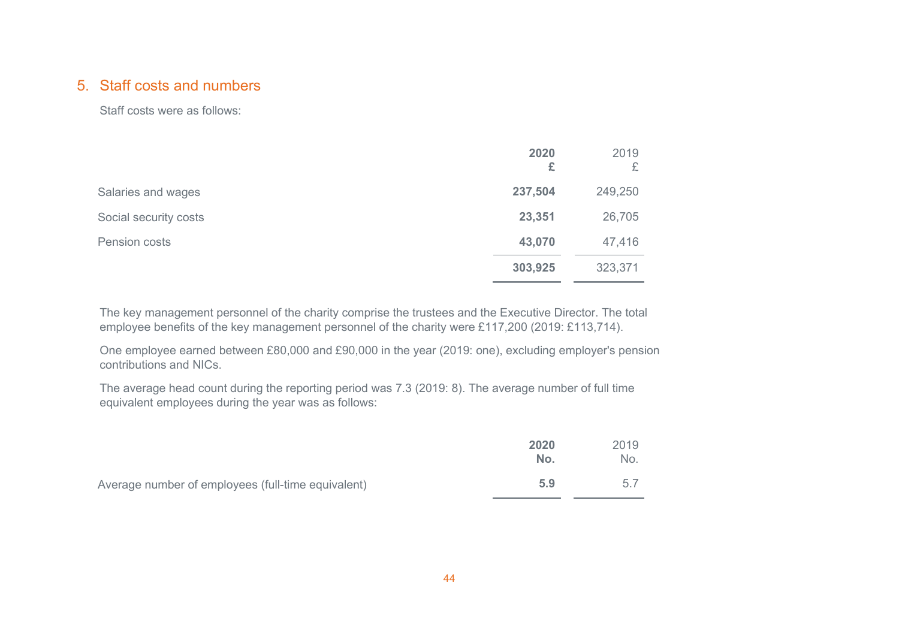## 5. Staff costs and numbers

Staff costs were as follows:

| | **2020** | 2019 |
|---|---|---|
| | **£** | £ |
| Salaries and wages | **237,504** | 249,250 |
| Social security costs | **23,351** | 26,705 |
| Pension costs | **43,070** | 47,416 |
| | **303,925** | 323,371 |

The key management personnel of the charity comprise the trustees and the Executive Director. The total employee benefits of the key management personnel of the charity were £117,200 (2019: £113,714).

One employee earned between £80,000 and £90,000 in the year (2019: one), excluding employer's pension contributions and NICs.

The average head count during the reporting period was 7.3 (2019: 8). The average number of full time equivalent employees during the year was as follows:

| | **2020** | 2019 |
|---|---|---|
| | **No.** | No. |
| Average number of employees (full-time equivalent) | **5.9** | 5.7 |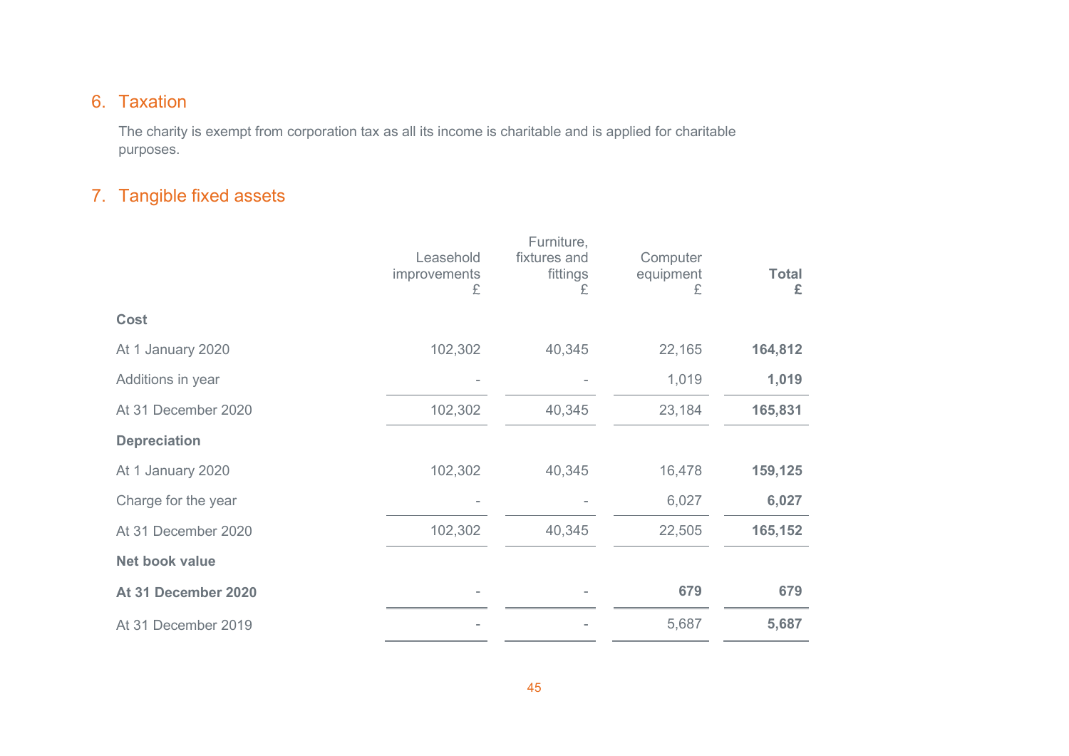## 6. Taxation

The charity is exempt from corporation tax as all its income is charitable and is applied for charitable purposes.

## 7. Tangible fixed assets

| | Leasehold improvements £ | Furniture, fixtures and fittings £ | Computer equipment £ | **Total £** |
|---|---|---|---|---|
| **Cost** | | | | |
| At 1 January 2020 | 102,302 | 40,345 | 22,165 | **164,812** |
| Additions in year | - | - | 1,019 | **1,019** |
| At 31 December 2020 | 102,302 | 40,345 | 23,184 | **165,831** |
| **Depreciation** | | | | |
| At 1 January 2020 | 102,302 | 40,345 | 16,478 | **159,125** |
| Charge for the year | - | - | 6,027 | **6,027** |
| At 31 December 2020 | 102,302 | 40,345 | 22,505 | **165,152** |
| **Net book value** | | | | |
| **At 31 December 2020** | - | - | **679** | **679** |
| At 31 December 2019 | - | - | 5,687 | **5,687** |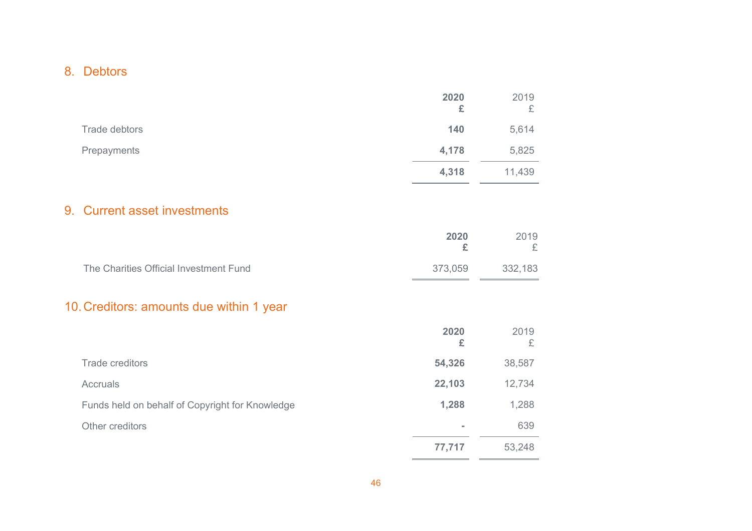## 8. Debtors

| | 2020 £ | 2019 £ |
|---|---|---|
| Trade debtors | **140** | 5,614 |
| Prepayments | **4,178** | 5,825 |
| | **4,318** | 11,439 |

## 9. Current asset investments

| | 2020 £ | 2019 £ |
|---|---|---|
| The Charities Official Investment Fund | 373,059 | 332,183 |

## 10. Creditors: amounts due within 1 year

| | 2020 £ | 2019 £ |
|---|---|---|
| Trade creditors | **54,326** | 38,587 |
| Accruals | **22,103** | 12,734 |
| Funds held on behalf of Copyright for Knowledge | **1,288** | 1,288 |
| Other creditors | **-** | 639 |
| | **77,717** | 53,248 |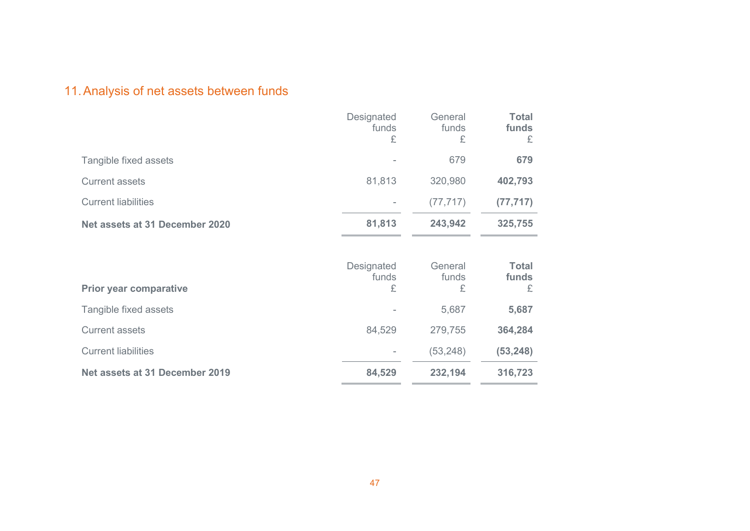## 11. Analysis of net assets between funds

| | Designated funds £ | General funds £ | **Total funds £** |
|---|---|---|---|
| Tangible fixed assets | - | 679 | **679** |
| Current assets | 81,813 | 320,980 | **402,793** |
| Current liabilities | - | (77,717) | **(77,717)** |
| **Net assets at 31 December 2020** | **81,813** | **243,942** | **325,755** |

| **Prior year comparative** | Designated funds £ | General funds £ | **Total funds £** |
|---|---|---|---|
| Tangible fixed assets | - | 5,687 | **5,687** |
| Current assets | 84,529 | 279,755 | **364,284** |
| Current liabilities | - | (53,248) | **(53,248)** |
| **Net assets at 31 December 2019** | **84,529** | **232,194** | **316,723** |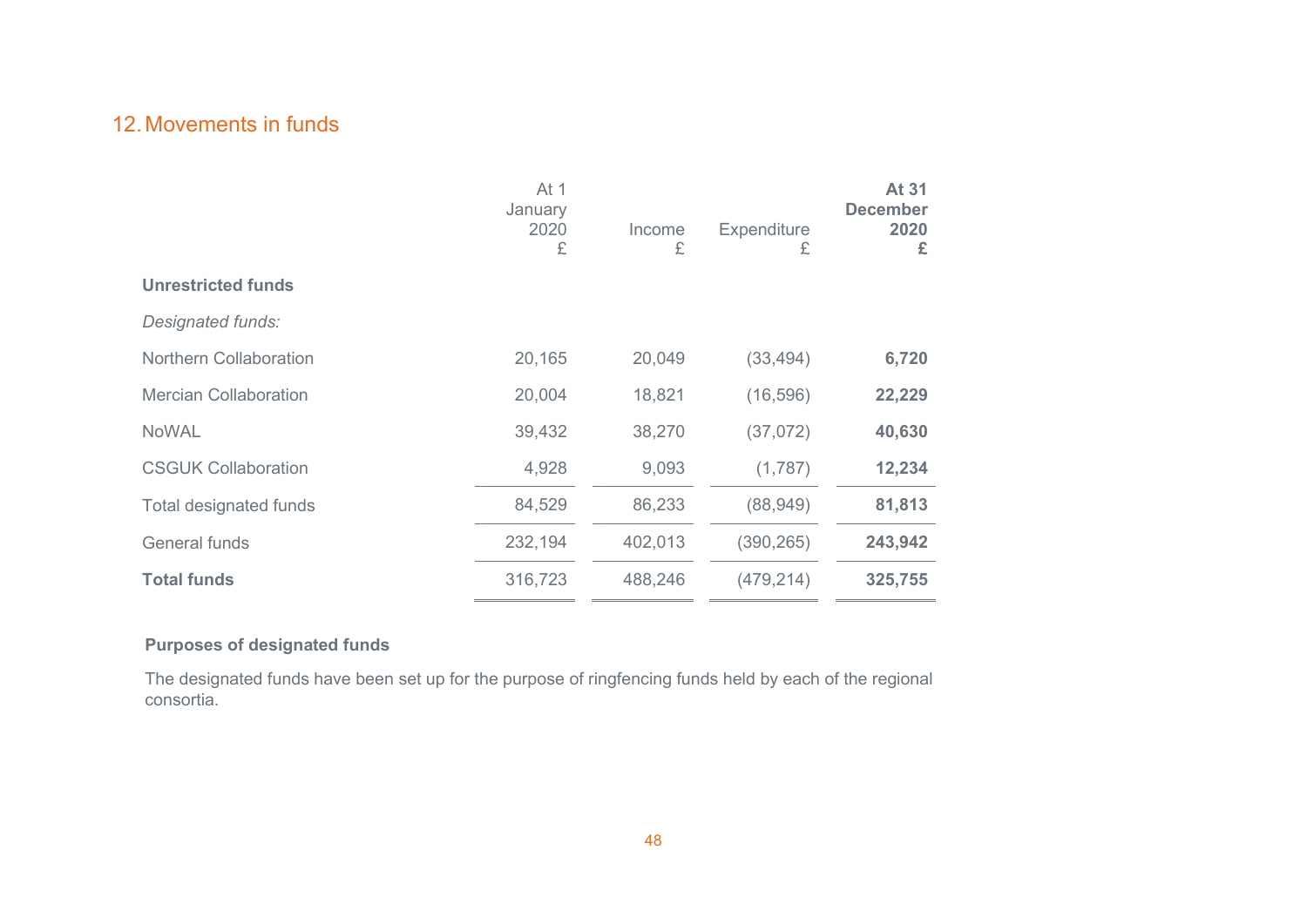## 12. Movements in funds

| | At 1 January 2020 £ | Income £ | Expenditure £ | **At 31 December 2020 £** |
|---|---|---|---|---|
| **Unrestricted funds** | | | | |
| *Designated funds:* | | | | |
| Northern Collaboration | 20,165 | 20,049 | (33,494) | **6,720** |
| Mercian Collaboration | 20,004 | 18,821 | (16,596) | **22,229** |
| NoWAL | 39,432 | 38,270 | (37,072) | **40,630** |
| CSGUK Collaboration | 4,928 | 9,093 | (1,787) | **12,234** |
| Total designated funds | 84,529 | 86,233 | (88,949) | **81,813** |
| General funds | 232,194 | 402,013 | (390,265) | **243,942** |
| **Total funds** | 316,723 | 488,246 | (479,214) | **325,755** |

**Purposes of designated funds**

The designated funds have been set up for the purpose of ringfencing funds held by each of the regional consortia.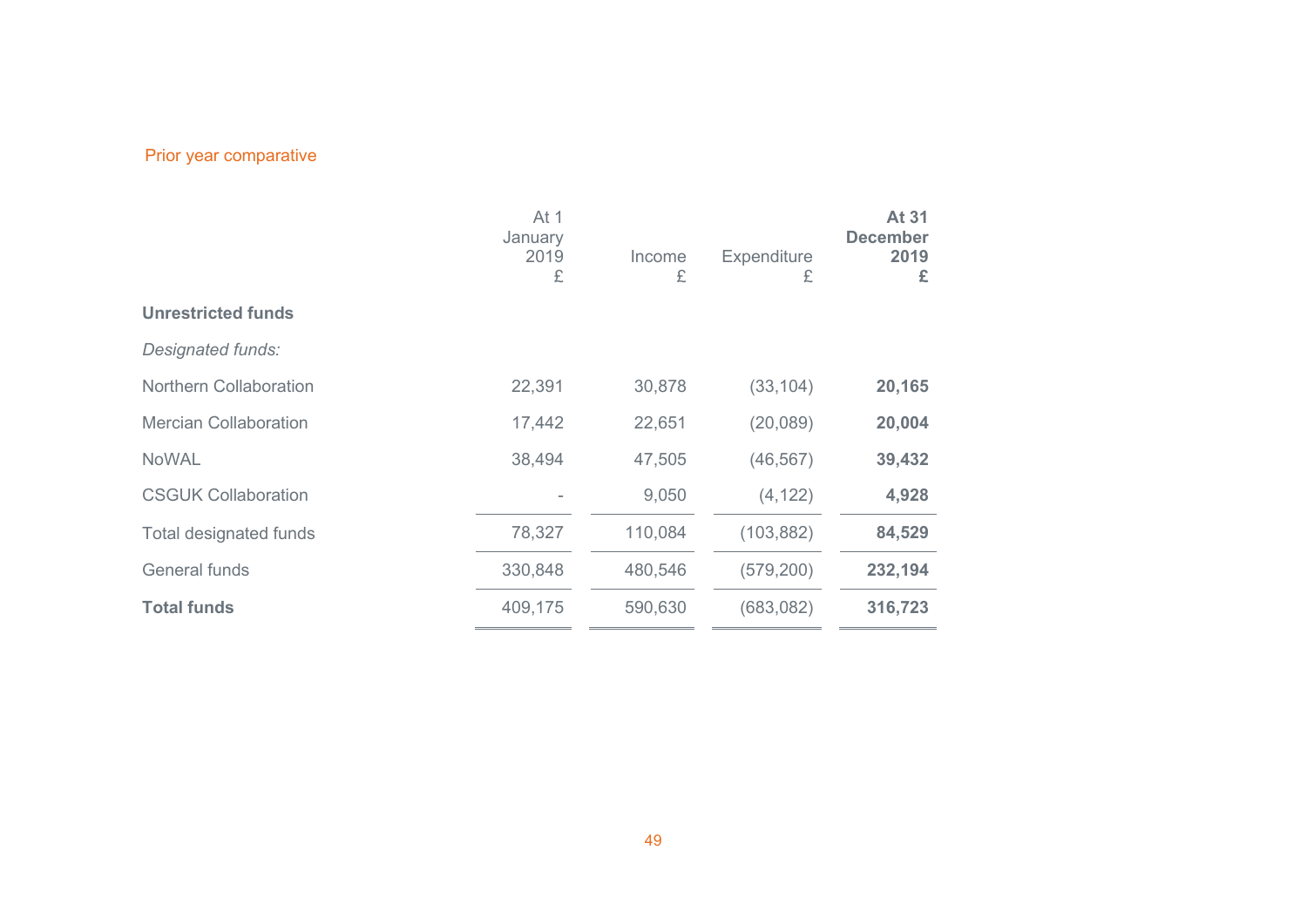Prior year comparative

| | At 1 January 2019 £ | Income £ | Expenditure £ | **At 31 December 2019 £** |
|---|---|---|---|---|
| **Unrestricted funds** | | | | |
| *Designated funds:* | | | | |
| Northern Collaboration | 22,391 | 30,878 | (33,104) | **20,165** |
| Mercian Collaboration | 17,442 | 22,651 | (20,089) | **20,004** |
| NoWAL | 38,494 | 47,505 | (46,567) | **39,432** |
| CSGUK Collaboration | - | 9,050 | (4,122) | **4,928** |
| Total designated funds | 78,327 | 110,084 | (103,882) | **84,529** |
| General funds | 330,848 | 480,546 | (579,200) | **232,194** |
| **Total funds** | 409,175 | 590,630 | (683,082) | **316,723** |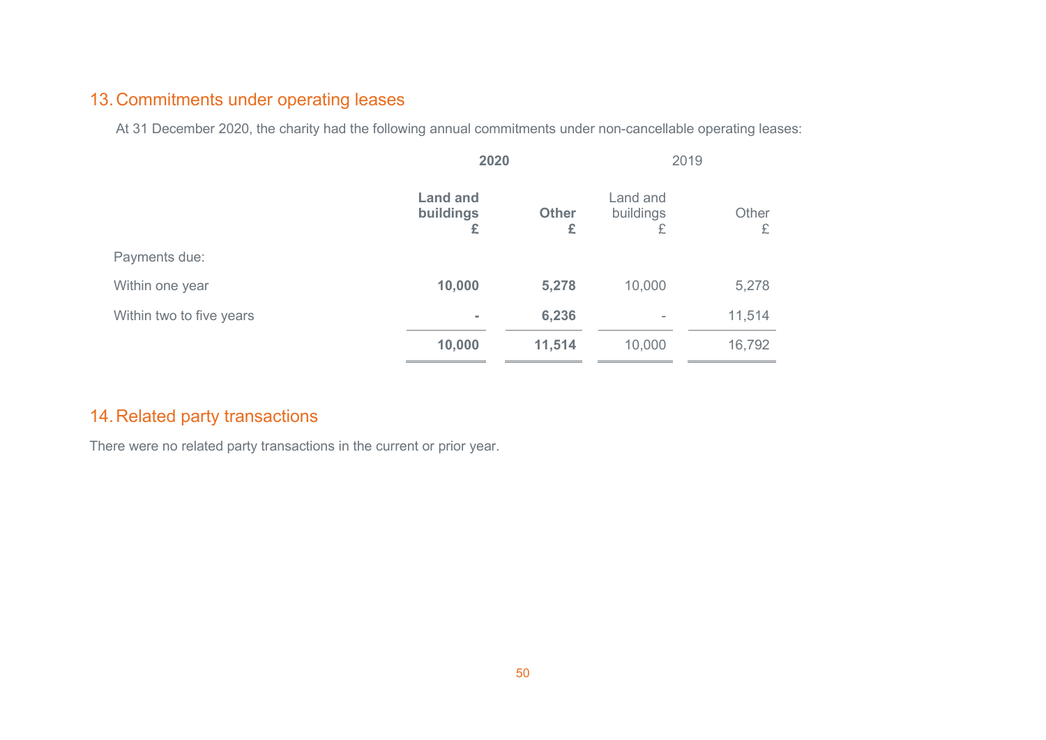## 13. Commitments under operating leases

At 31 December 2020, the charity had the following annual commitments under non-cancellable operating leases:

| | **2020** | | 2019 | |
|---|---|---|---|---|
| | **Land and buildings £** | **Other £** | Land and buildings £ | Other £ |
| Payments due: | | | | |
| Within one year | **10,000** | **5,278** | 10,000 | 5,278 |
| Within two to five years | **-** | **6,236** | - | 11,514 |
| | **10,000** | **11,514** | 10,000 | 16,792 |

## 14. Related party transactions

There were no related party transactions in the current or prior year.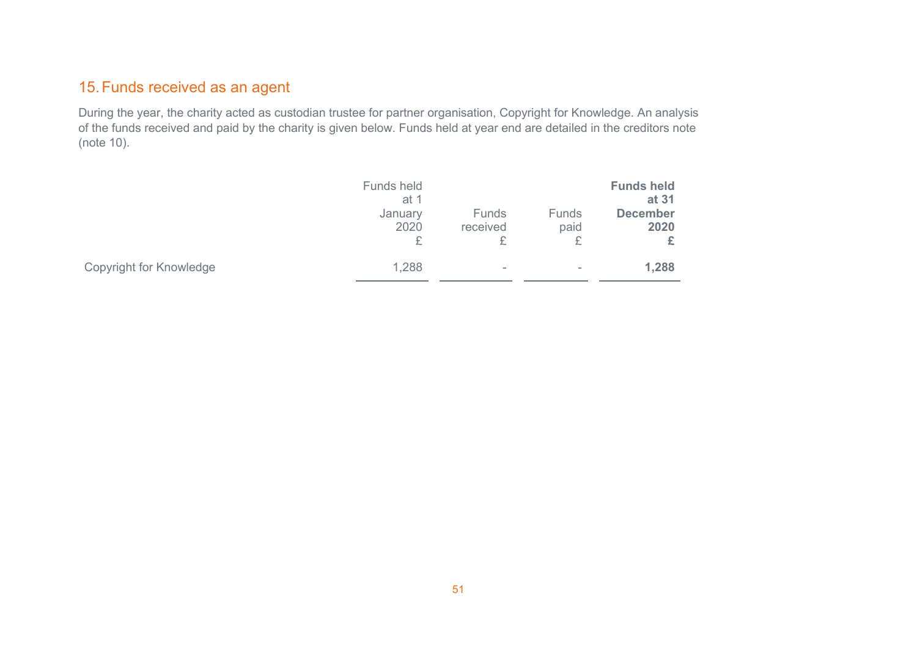## 15. Funds received as an agent

During the year, the charity acted as custodian trustee for partner organisation, Copyright for Knowledge. An analysis of the funds received and paid by the charity is given below. Funds held at year end are detailed in the creditors note (note 10).

| | Funds held at 1 January 2020 £ | Funds received £ | Funds paid £ | **Funds held at 31 December 2020 £** |
|---|---|---|---|---|
| Copyright for Knowledge | 1,288 | - | - | **1,288** |